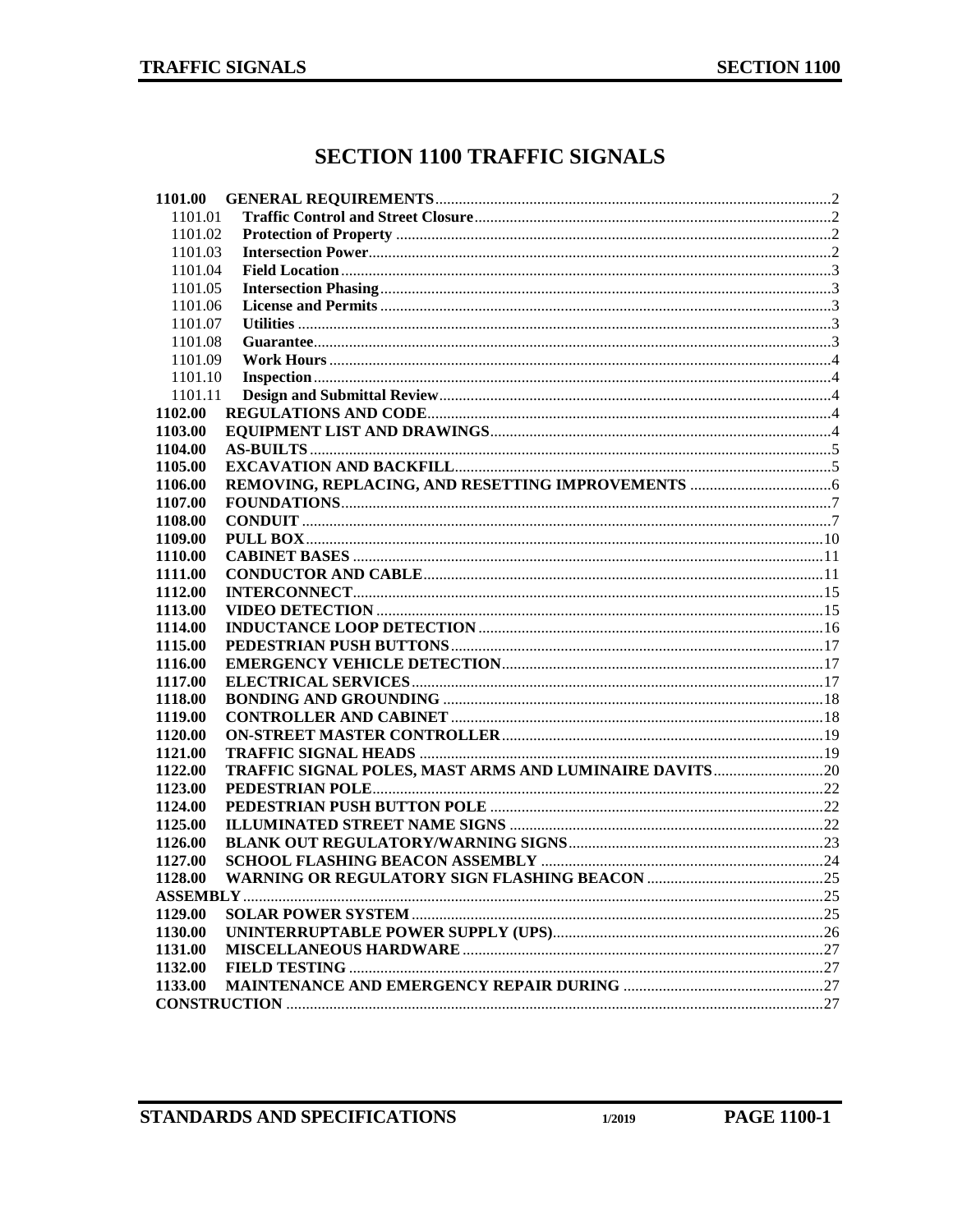# SECTION 1100 TRAFFIC SIGNALS

| | | |
|---|---|---|
| **1101.00** | **GENERAL REQUIREMENTS** | 2 |
| 1101.01 | **Traffic Control and Street Closure** | 2 |
| 1101.02 | **Protection of Property** | 2 |
| 1101.03 | **Intersection Power** | 2 |
| 1101.04 | **Field Location** | 3 |
| 1101.05 | **Intersection Phasing** | 3 |
| 1101.06 | **License and Permits** | 3 |
| 1101.07 | **Utilities** | 3 |
| 1101.08 | **Guarantee** | 3 |
| 1101.09 | **Work Hours** | 4 |
| 1101.10 | **Inspection** | 4 |
| 1101.11 | **Design and Submittal Review** | 4 |
| **1102.00** | **REGULATIONS AND CODE** | 4 |
| **1103.00** | **EQUIPMENT LIST AND DRAWINGS** | 4 |
| **1104.00** | **AS-BUILTS** | 5 |
| **1105.00** | **EXCAVATION AND BACKFILL** | 5 |
| **1106.00** | **REMOVING, REPLACING, AND RESETTING IMPROVEMENTS** | 6 |
| **1107.00** | **FOUNDATIONS** | 7 |
| **1108.00** | **CONDUIT** | 7 |
| **1109.00** | **PULL BOX** | 10 |
| **1110.00** | **CABINET BASES** | 11 |
| **1111.00** | **CONDUCTOR AND CABLE** | 11 |
| **1112.00** | **INTERCONNECT** | 15 |
| **1113.00** | **VIDEO DETECTION** | 15 |
| **1114.00** | **INDUCTANCE LOOP DETECTION** | 16 |
| **1115.00** | **PEDESTRIAN PUSH BUTTONS** | 17 |
| **1116.00** | **EMERGENCY VEHICLE DETECTION** | 17 |
| **1117.00** | **ELECTRICAL SERVICES** | 17 |
| **1118.00** | **BONDING AND GROUNDING** | 18 |
| **1119.00** | **CONTROLLER AND CABINET** | 18 |
| **1120.00** | **ON-STREET MASTER CONTROLLER** | 19 |
| **1121.00** | **TRAFFIC SIGNAL HEADS** | 19 |
| **1122.00** | **TRAFFIC SIGNAL POLES, MAST ARMS AND LUMINAIRE DAVITS** | 20 |
| **1123.00** | **PEDESTRIAN POLE** | 22 |
| **1124.00** | **PEDESTRIAN PUSH BUTTON POLE** | 22 |
| **1125.00** | **ILLUMINATED STREET NAME SIGNS** | 22 |
| **1126.00** | **BLANK OUT REGULATORY/WARNING SIGNS** | 23 |
| **1127.00** | **SCHOOL FLASHING BEACON ASSEMBLY** | 24 |
| **1128.00** | **WARNING OR REGULATORY SIGN FLASHING BEACON ASSEMBLY** | 25 |
| **1129.00** | **SOLAR POWER SYSTEM** | 25 |
| **1130.00** | **UNINTERRUPTABLE POWER SUPPLY (UPS)** | 26 |
| **1131.00** | **MISCELLANEOUS HARDWARE** | 27 |
| **1132.00** | **FIELD TESTING** | 27 |
| **1133.00** | **MAINTENANCE AND EMERGENCY REPAIR DURING CONSTRUCTION** | 27 |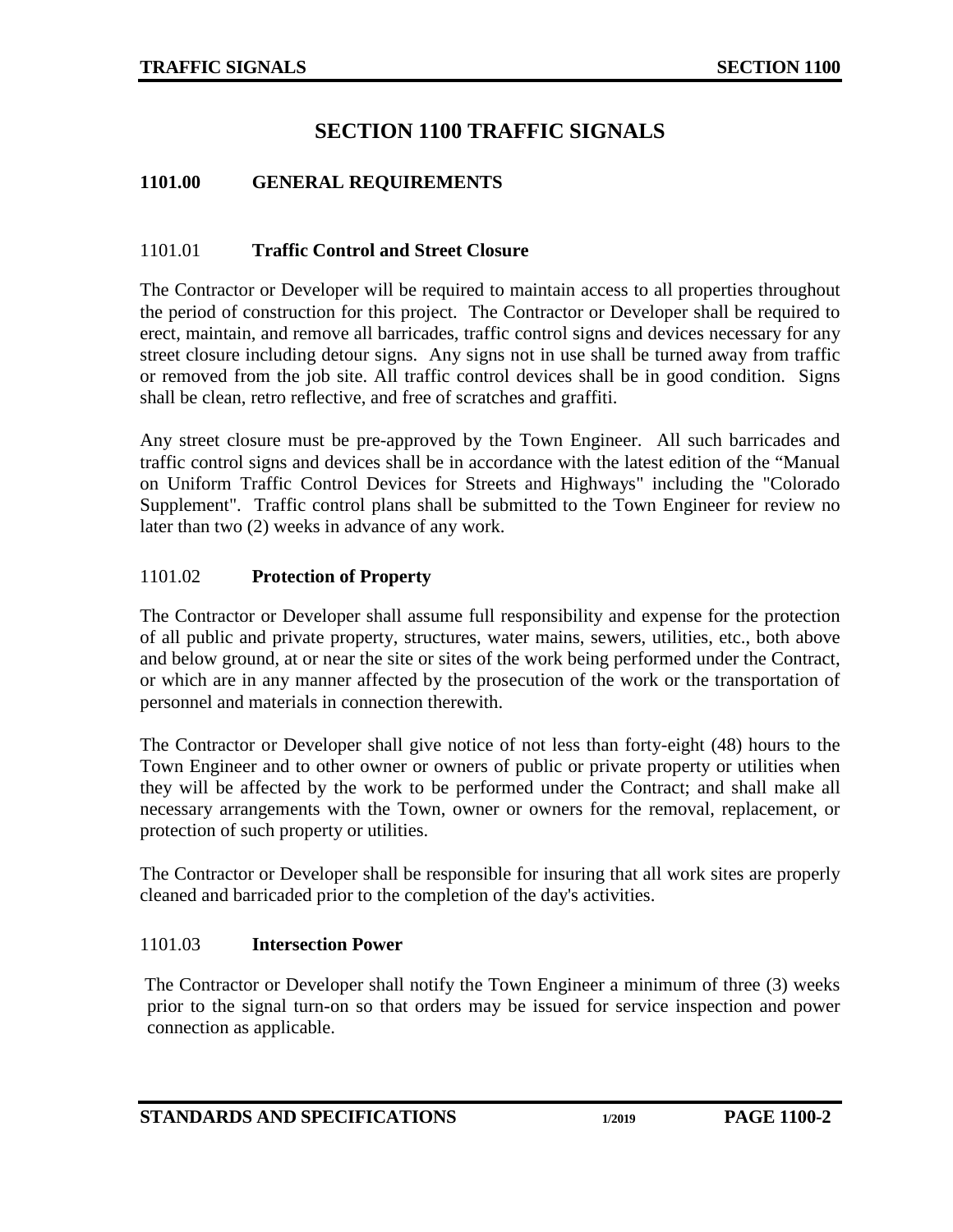# SECTION 1100 TRAFFIC SIGNALS

## 1101.00 GENERAL REQUIREMENTS

### 1101.01 Traffic Control and Street Closure

The Contractor or Developer will be required to maintain access to all properties throughout the period of construction for this project. The Contractor or Developer shall be required to erect, maintain, and remove all barricades, traffic control signs and devices necessary for any street closure including detour signs. Any signs not in use shall be turned away from traffic or removed from the job site. All traffic control devices shall be in good condition. Signs shall be clean, retro reflective, and free of scratches and graffiti.

Any street closure must be pre-approved by the Town Engineer. All such barricades and traffic control signs and devices shall be in accordance with the latest edition of the "Manual on Uniform Traffic Control Devices for Streets and Highways" including the "Colorado Supplement". Traffic control plans shall be submitted to the Town Engineer for review no later than two (2) weeks in advance of any work.

### 1101.02 Protection of Property

The Contractor or Developer shall assume full responsibility and expense for the protection of all public and private property, structures, water mains, sewers, utilities, etc., both above and below ground, at or near the site or sites of the work being performed under the Contract, or which are in any manner affected by the prosecution of the work or the transportation of personnel and materials in connection therewith.

The Contractor or Developer shall give notice of not less than forty-eight (48) hours to the Town Engineer and to other owner or owners of public or private property or utilities when they will be affected by the work to be performed under the Contract; and shall make all necessary arrangements with the Town, owner or owners for the removal, replacement, or protection of such property or utilities.

The Contractor or Developer shall be responsible for insuring that all work sites are properly cleaned and barricaded prior to the completion of the day's activities.

### 1101.03 Intersection Power

The Contractor or Developer shall notify the Town Engineer a minimum of three (3) weeks prior to the signal turn-on so that orders may be issued for service inspection and power connection as applicable.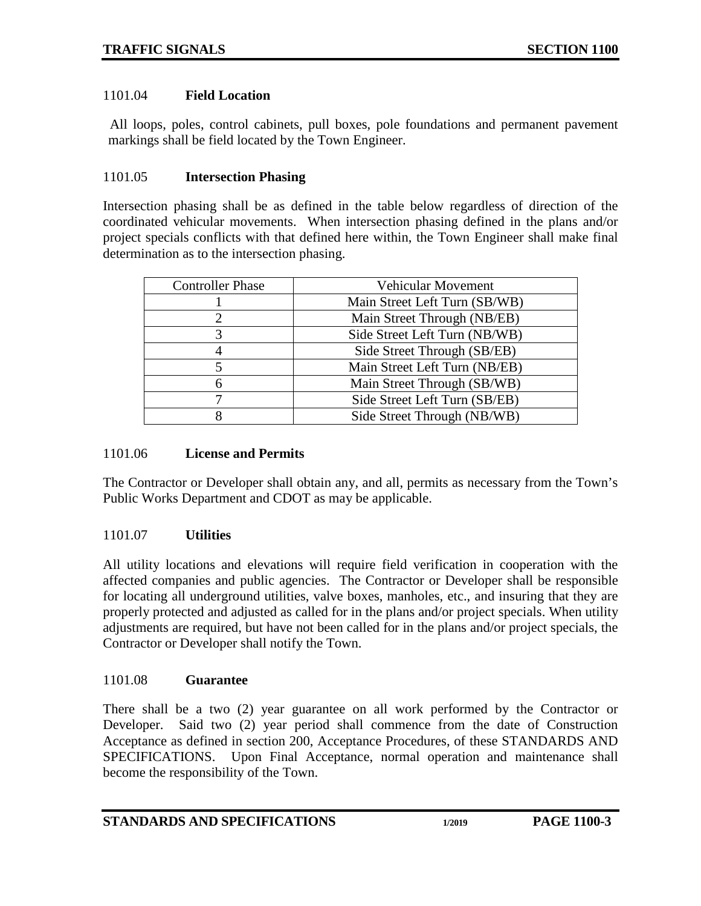### 1101.04 **Field Location**

All loops, poles, control cabinets, pull boxes, pole foundations and permanent pavement markings shall be field located by the Town Engineer.

### 1101.05 **Intersection Phasing**

Intersection phasing shall be as defined in the table below regardless of direction of the coordinated vehicular movements. When intersection phasing defined in the plans and/or project specials conflicts with that defined here within, the Town Engineer shall make final determination as to the intersection phasing.

| Controller Phase | Vehicular Movement |
|---|---|
| 1 | Main Street Left Turn (SB/WB) |
| 2 | Main Street Through (NB/EB) |
| 3 | Side Street Left Turn (NB/WB) |
| 4 | Side Street Through (SB/EB) |
| 5 | Main Street Left Turn (NB/EB) |
| 6 | Main Street Through (SB/WB) |
| 7 | Side Street Left Turn (SB/EB) |
| 8 | Side Street Through (NB/WB) |

### 1101.06 **License and Permits**

The Contractor or Developer shall obtain any, and all, permits as necessary from the Town's Public Works Department and CDOT as may be applicable.

### 1101.07 **Utilities**

All utility locations and elevations will require field verification in cooperation with the affected companies and public agencies. The Contractor or Developer shall be responsible for locating all underground utilities, valve boxes, manholes, etc., and insuring that they are properly protected and adjusted as called for in the plans and/or project specials. When utility adjustments are required, but have not been called for in the plans and/or project specials, the Contractor or Developer shall notify the Town.

### 1101.08 **Guarantee**

There shall be a two (2) year guarantee on all work performed by the Contractor or Developer. Said two (2) year period shall commence from the date of Construction Acceptance as defined in section 200, Acceptance Procedures, of these STANDARDS AND SPECIFICATIONS. Upon Final Acceptance, normal operation and maintenance shall become the responsibility of the Town.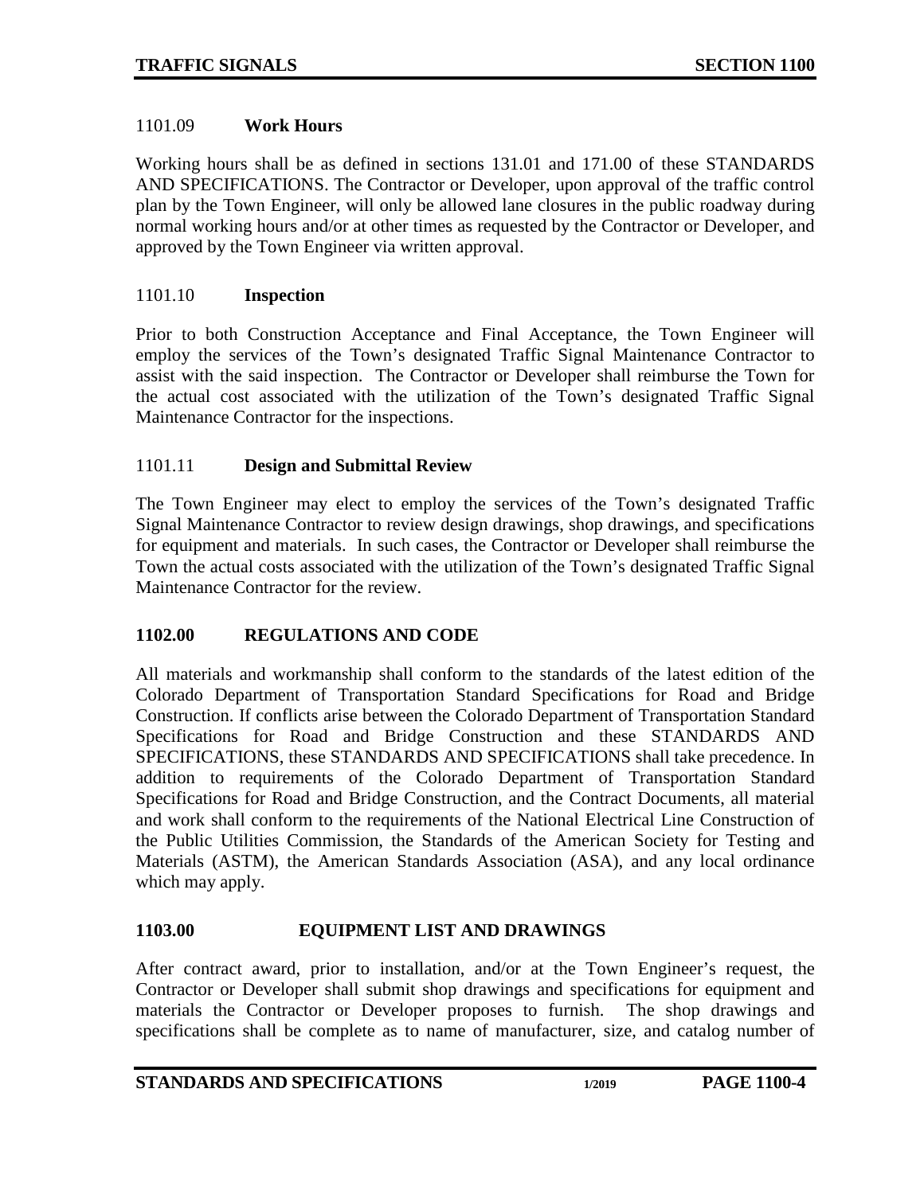### 1101.09 Work Hours

Working hours shall be as defined in sections 131.01 and 171.00 of these STANDARDS AND SPECIFICATIONS. The Contractor or Developer, upon approval of the traffic control plan by the Town Engineer, will only be allowed lane closures in the public roadway during normal working hours and/or at other times as requested by the Contractor or Developer, and approved by the Town Engineer via written approval.

### 1101.10 Inspection

Prior to both Construction Acceptance and Final Acceptance, the Town Engineer will employ the services of the Town's designated Traffic Signal Maintenance Contractor to assist with the said inspection. The Contractor or Developer shall reimburse the Town for the actual cost associated with the utilization of the Town's designated Traffic Signal Maintenance Contractor for the inspections.

### 1101.11 Design and Submittal Review

The Town Engineer may elect to employ the services of the Town's designated Traffic Signal Maintenance Contractor to review design drawings, shop drawings, and specifications for equipment and materials. In such cases, the Contractor or Developer shall reimburse the Town the actual costs associated with the utilization of the Town's designated Traffic Signal Maintenance Contractor for the review.

## 1102.00 REGULATIONS AND CODE

All materials and workmanship shall conform to the standards of the latest edition of the Colorado Department of Transportation Standard Specifications for Road and Bridge Construction. If conflicts arise between the Colorado Department of Transportation Standard Specifications for Road and Bridge Construction and these STANDARDS AND SPECIFICATIONS, these STANDARDS AND SPECIFICATIONS shall take precedence. In addition to requirements of the Colorado Department of Transportation Standard Specifications for Road and Bridge Construction, and the Contract Documents, all material and work shall conform to the requirements of the National Electrical Line Construction of the Public Utilities Commission, the Standards of the American Society for Testing and Materials (ASTM), the American Standards Association (ASA), and any local ordinance which may apply.

## 1103.00 EQUIPMENT LIST AND DRAWINGS

After contract award, prior to installation, and/or at the Town Engineer's request, the Contractor or Developer shall submit shop drawings and specifications for equipment and materials the Contractor or Developer proposes to furnish. The shop drawings and specifications shall be complete as to name of manufacturer, size, and catalog number of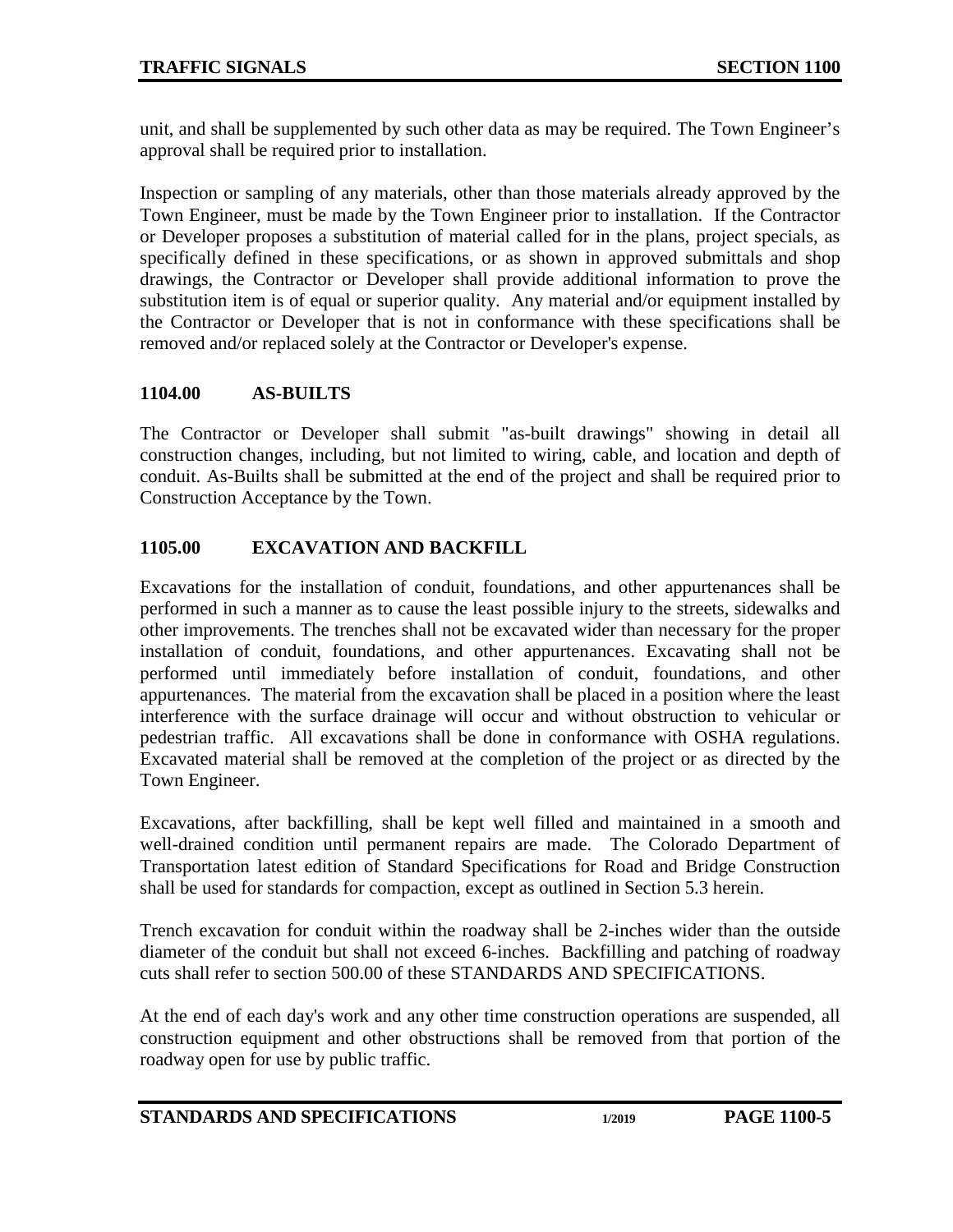unit, and shall be supplemented by such other data as may be required. The Town Engineer's approval shall be required prior to installation.

Inspection or sampling of any materials, other than those materials already approved by the Town Engineer, must be made by the Town Engineer prior to installation. If the Contractor or Developer proposes a substitution of material called for in the plans, project specials, as specifically defined in these specifications, or as shown in approved submittals and shop drawings, the Contractor or Developer shall provide additional information to prove the substitution item is of equal or superior quality. Any material and/or equipment installed by the Contractor or Developer that is not in conformance with these specifications shall be removed and/or replaced solely at the Contractor or Developer's expense.

## 1104.00 AS-BUILTS

The Contractor or Developer shall submit "as-built drawings" showing in detail all construction changes, including, but not limited to wiring, cable, and location and depth of conduit. As-Builts shall be submitted at the end of the project and shall be required prior to Construction Acceptance by the Town.

## 1105.00 EXCAVATION AND BACKFILL

Excavations for the installation of conduit, foundations, and other appurtenances shall be performed in such a manner as to cause the least possible injury to the streets, sidewalks and other improvements. The trenches shall not be excavated wider than necessary for the proper installation of conduit, foundations, and other appurtenances. Excavating shall not be performed until immediately before installation of conduit, foundations, and other appurtenances. The material from the excavation shall be placed in a position where the least interference with the surface drainage will occur and without obstruction to vehicular or pedestrian traffic. All excavations shall be done in conformance with OSHA regulations. Excavated material shall be removed at the completion of the project or as directed by the Town Engineer.

Excavations, after backfilling, shall be kept well filled and maintained in a smooth and well-drained condition until permanent repairs are made. The Colorado Department of Transportation latest edition of Standard Specifications for Road and Bridge Construction shall be used for standards for compaction, except as outlined in Section 5.3 herein.

Trench excavation for conduit within the roadway shall be 2-inches wider than the outside diameter of the conduit but shall not exceed 6-inches. Backfilling and patching of roadway cuts shall refer to section 500.00 of these STANDARDS AND SPECIFICATIONS.

At the end of each day's work and any other time construction operations are suspended, all construction equipment and other obstructions shall be removed from that portion of the roadway open for use by public traffic.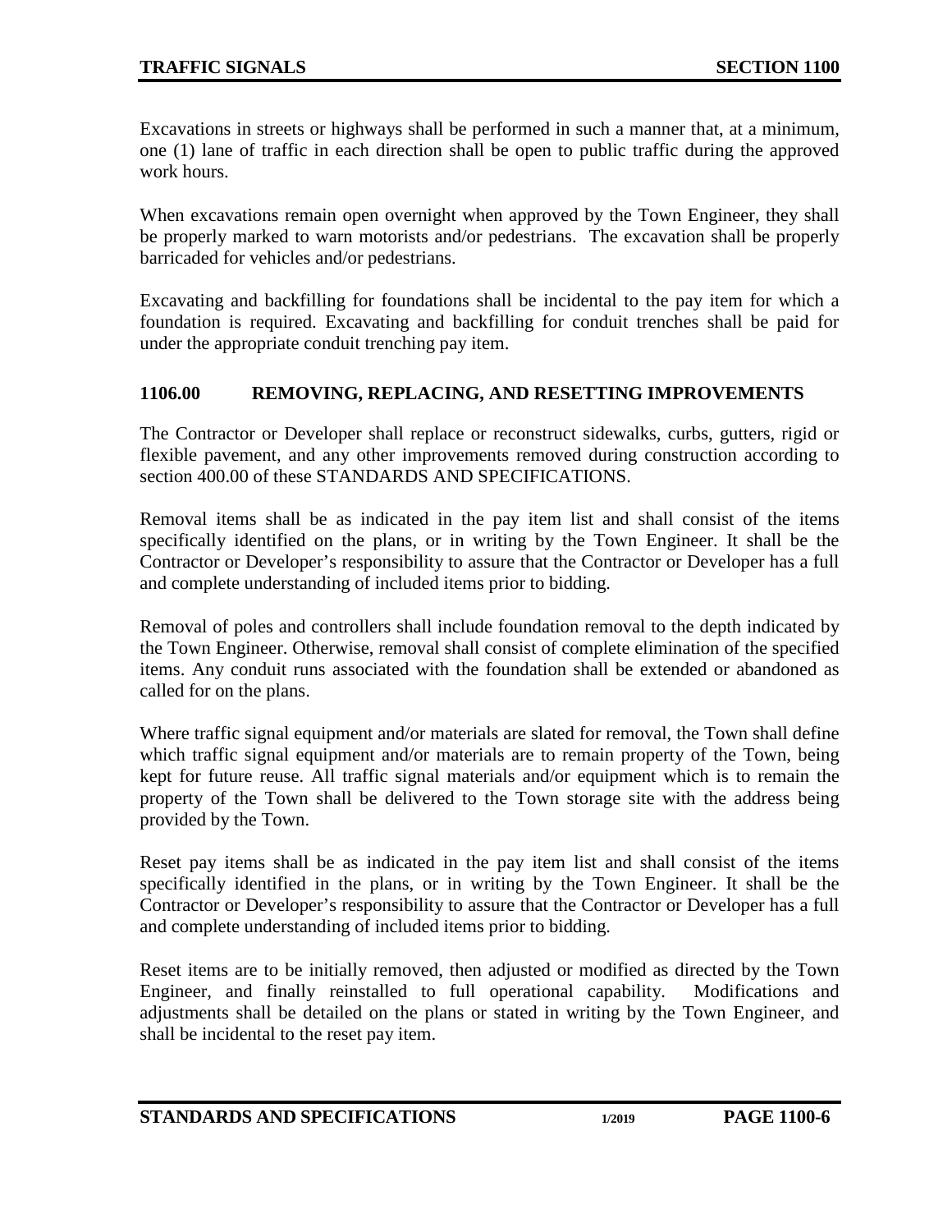Excavations in streets or highways shall be performed in such a manner that, at a minimum, one (1) lane of traffic in each direction shall be open to public traffic during the approved work hours.

When excavations remain open overnight when approved by the Town Engineer, they shall be properly marked to warn motorists and/or pedestrians. The excavation shall be properly barricaded for vehicles and/or pedestrians.

Excavating and backfilling for foundations shall be incidental to the pay item for which a foundation is required. Excavating and backfilling for conduit trenches shall be paid for under the appropriate conduit trenching pay item.

## 1106.00 REMOVING, REPLACING, AND RESETTING IMPROVEMENTS

The Contractor or Developer shall replace or reconstruct sidewalks, curbs, gutters, rigid or flexible pavement, and any other improvements removed during construction according to section 400.00 of these STANDARDS AND SPECIFICATIONS.

Removal items shall be as indicated in the pay item list and shall consist of the items specifically identified on the plans, or in writing by the Town Engineer. It shall be the Contractor or Developer's responsibility to assure that the Contractor or Developer has a full and complete understanding of included items prior to bidding.

Removal of poles and controllers shall include foundation removal to the depth indicated by the Town Engineer. Otherwise, removal shall consist of complete elimination of the specified items. Any conduit runs associated with the foundation shall be extended or abandoned as called for on the plans.

Where traffic signal equipment and/or materials are slated for removal, the Town shall define which traffic signal equipment and/or materials are to remain property of the Town, being kept for future reuse. All traffic signal materials and/or equipment which is to remain the property of the Town shall be delivered to the Town storage site with the address being provided by the Town.

Reset pay items shall be as indicated in the pay item list and shall consist of the items specifically identified in the plans, or in writing by the Town Engineer. It shall be the Contractor or Developer's responsibility to assure that the Contractor or Developer has a full and complete understanding of included items prior to bidding.

Reset items are to be initially removed, then adjusted or modified as directed by the Town Engineer, and finally reinstalled to full operational capability. Modifications and adjustments shall be detailed on the plans or stated in writing by the Town Engineer, and shall be incidental to the reset pay item.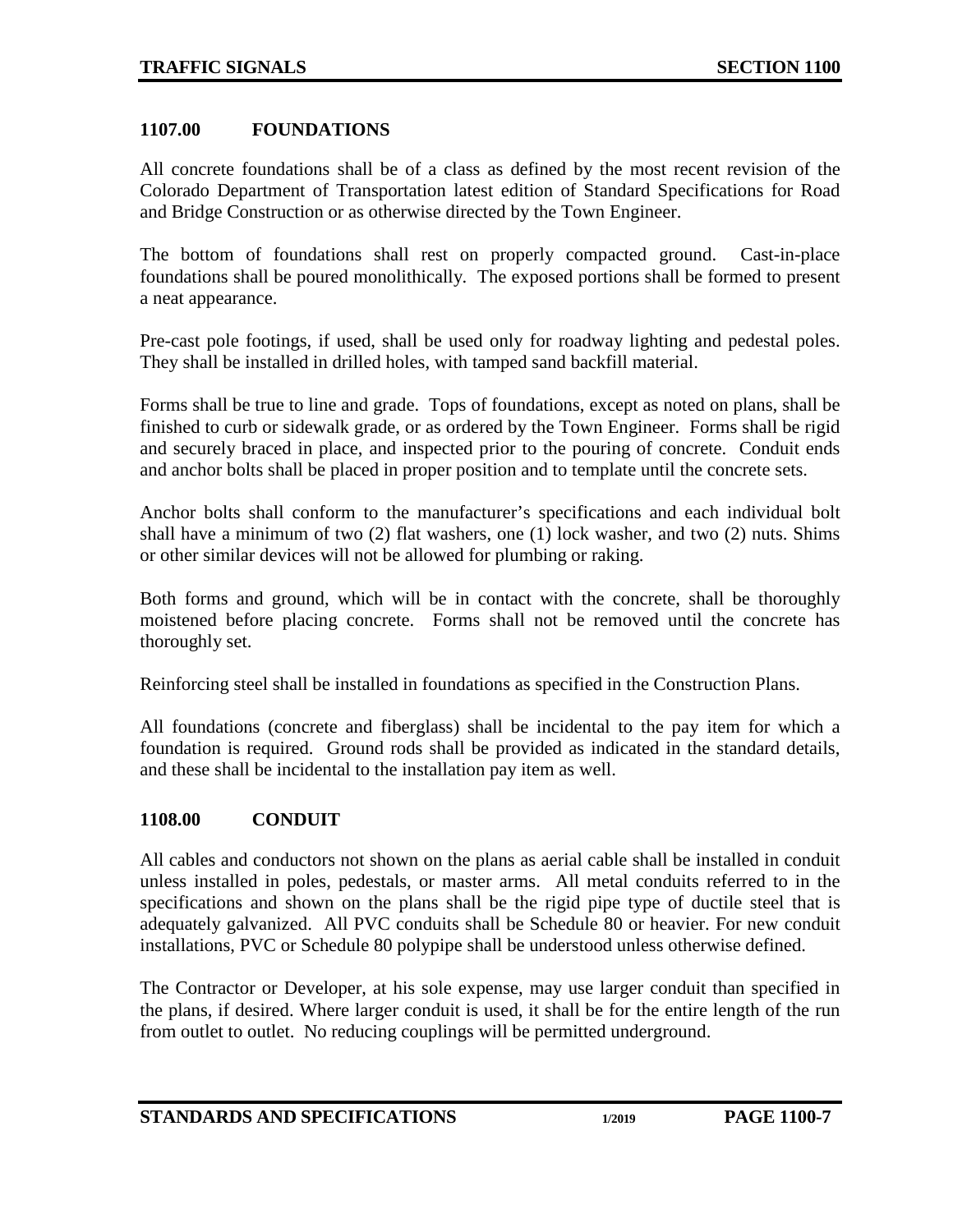## 1107.00 FOUNDATIONS

All concrete foundations shall be of a class as defined by the most recent revision of the Colorado Department of Transportation latest edition of Standard Specifications for Road and Bridge Construction or as otherwise directed by the Town Engineer.

The bottom of foundations shall rest on properly compacted ground. Cast-in-place foundations shall be poured monolithically. The exposed portions shall be formed to present a neat appearance.

Pre-cast pole footings, if used, shall be used only for roadway lighting and pedestal poles. They shall be installed in drilled holes, with tamped sand backfill material.

Forms shall be true to line and grade. Tops of foundations, except as noted on plans, shall be finished to curb or sidewalk grade, or as ordered by the Town Engineer. Forms shall be rigid and securely braced in place, and inspected prior to the pouring of concrete. Conduit ends and anchor bolts shall be placed in proper position and to template until the concrete sets.

Anchor bolts shall conform to the manufacturer's specifications and each individual bolt shall have a minimum of two (2) flat washers, one (1) lock washer, and two (2) nuts. Shims or other similar devices will not be allowed for plumbing or raking.

Both forms and ground, which will be in contact with the concrete, shall be thoroughly moistened before placing concrete. Forms shall not be removed until the concrete has thoroughly set.

Reinforcing steel shall be installed in foundations as specified in the Construction Plans.

All foundations (concrete and fiberglass) shall be incidental to the pay item for which a foundation is required. Ground rods shall be provided as indicated in the standard details, and these shall be incidental to the installation pay item as well.

## 1108.00 CONDUIT

All cables and conductors not shown on the plans as aerial cable shall be installed in conduit unless installed in poles, pedestals, or master arms. All metal conduits referred to in the specifications and shown on the plans shall be the rigid pipe type of ductile steel that is adequately galvanized. All PVC conduits shall be Schedule 80 or heavier. For new conduit installations, PVC or Schedule 80 polypipe shall be understood unless otherwise defined.

The Contractor or Developer, at his sole expense, may use larger conduit than specified in the plans, if desired. Where larger conduit is used, it shall be for the entire length of the run from outlet to outlet. No reducing couplings will be permitted underground.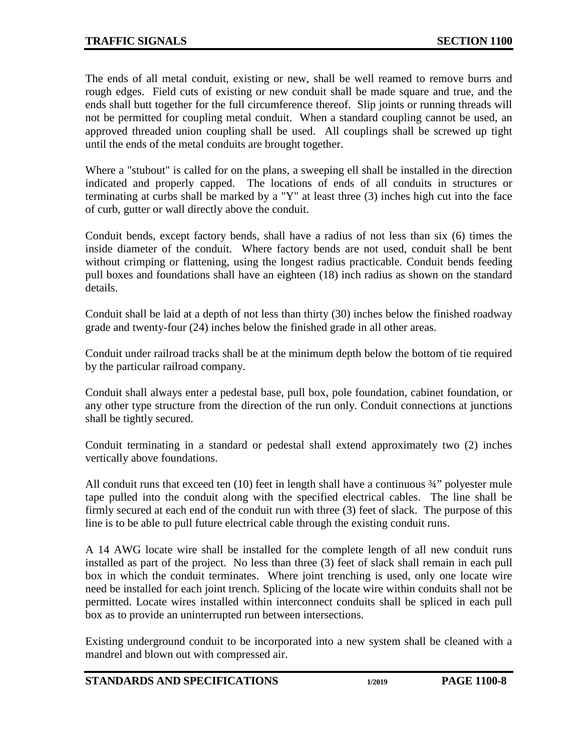The ends of all metal conduit, existing or new, shall be well reamed to remove burrs and rough edges. Field cuts of existing or new conduit shall be made square and true, and the ends shall butt together for the full circumference thereof. Slip joints or running threads will not be permitted for coupling metal conduit. When a standard coupling cannot be used, an approved threaded union coupling shall be used. All couplings shall be screwed up tight until the ends of the metal conduits are brought together.

Where a "stubout" is called for on the plans, a sweeping ell shall be installed in the direction indicated and properly capped. The locations of ends of all conduits in structures or terminating at curbs shall be marked by a "Y" at least three (3) inches high cut into the face of curb, gutter or wall directly above the conduit.

Conduit bends, except factory bends, shall have a radius of not less than six (6) times the inside diameter of the conduit. Where factory bends are not used, conduit shall be bent without crimping or flattening, using the longest radius practicable. Conduit bends feeding pull boxes and foundations shall have an eighteen (18) inch radius as shown on the standard details.

Conduit shall be laid at a depth of not less than thirty (30) inches below the finished roadway grade and twenty-four (24) inches below the finished grade in all other areas.

Conduit under railroad tracks shall be at the minimum depth below the bottom of tie required by the particular railroad company.

Conduit shall always enter a pedestal base, pull box, pole foundation, cabinet foundation, or any other type structure from the direction of the run only. Conduit connections at junctions shall be tightly secured.

Conduit terminating in a standard or pedestal shall extend approximately two (2) inches vertically above foundations.

All conduit runs that exceed ten (10) feet in length shall have a continuous ¾" polyester mule tape pulled into the conduit along with the specified electrical cables. The line shall be firmly secured at each end of the conduit run with three (3) feet of slack. The purpose of this line is to be able to pull future electrical cable through the existing conduit runs.

A 14 AWG locate wire shall be installed for the complete length of all new conduit runs installed as part of the project. No less than three (3) feet of slack shall remain in each pull box in which the conduit terminates. Where joint trenching is used, only one locate wire need be installed for each joint trench. Splicing of the locate wire within conduits shall not be permitted. Locate wires installed within interconnect conduits shall be spliced in each pull box as to provide an uninterrupted run between intersections.

Existing underground conduit to be incorporated into a new system shall be cleaned with a mandrel and blown out with compressed air.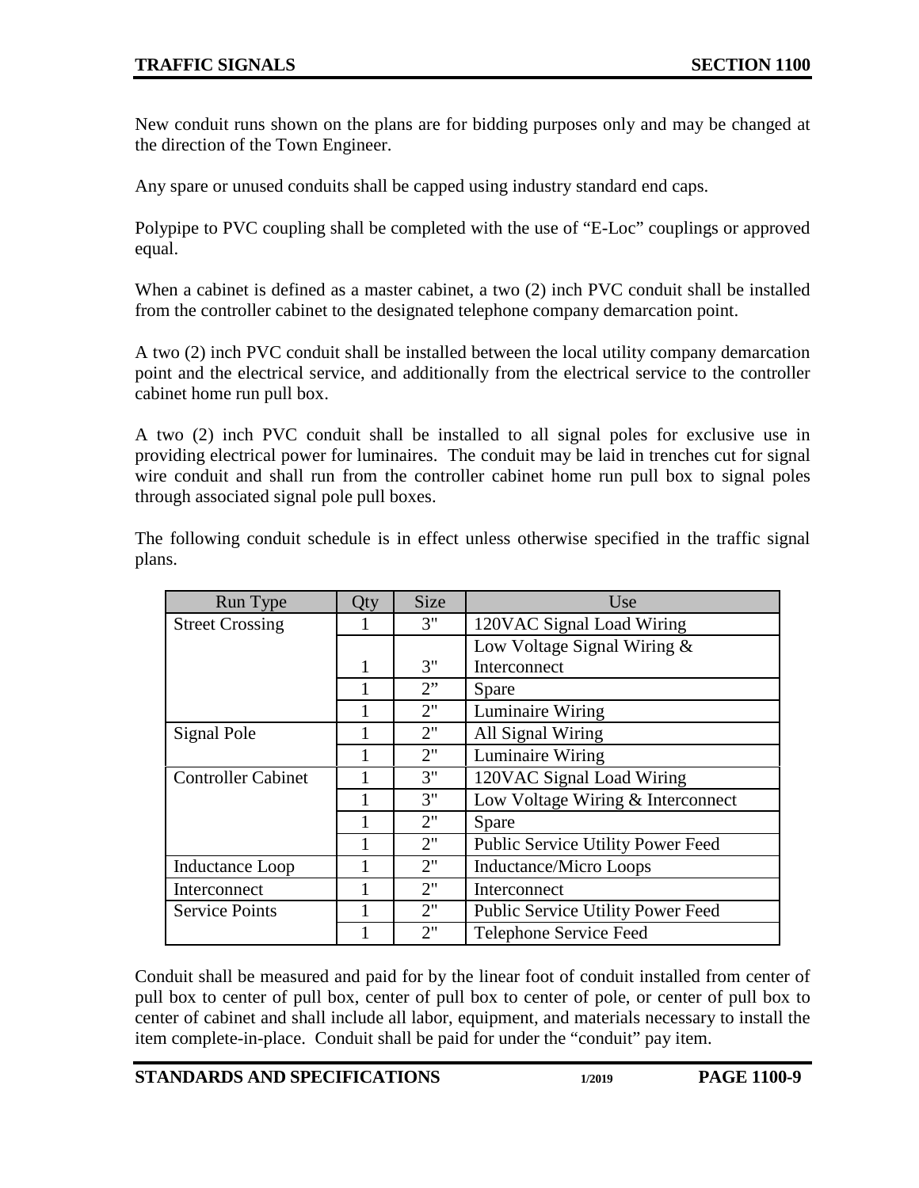New conduit runs shown on the plans are for bidding purposes only and may be changed at the direction of the Town Engineer.

Any spare or unused conduits shall be capped using industry standard end caps.

Polypipe to PVC coupling shall be completed with the use of "E-Loc" couplings or approved equal.

When a cabinet is defined as a master cabinet, a two (2) inch PVC conduit shall be installed from the controller cabinet to the designated telephone company demarcation point.

A two (2) inch PVC conduit shall be installed between the local utility company demarcation point and the electrical service, and additionally from the electrical service to the controller cabinet home run pull box.

A two (2) inch PVC conduit shall be installed to all signal poles for exclusive use in providing electrical power for luminaires. The conduit may be laid in trenches cut for signal wire conduit and shall run from the controller cabinet home run pull box to signal poles through associated signal pole pull boxes.

The following conduit schedule is in effect unless otherwise specified in the traffic signal plans.

| Run Type | Qty | Size | Use |
|---|---|---|---|
| Street Crossing | 1 | 3" | 120VAC Signal Load Wiring |
| | 1 | 3" | Low Voltage Signal Wiring & Interconnect |
| | 1 | 2" | Spare |
| | 1 | 2" | Luminaire Wiring |
| Signal Pole | 1 | 2" | All Signal Wiring |
| | 1 | 2" | Luminaire Wiring |
| Controller Cabinet | 1 | 3" | 120VAC Signal Load Wiring |
| | 1 | 3" | Low Voltage Wiring & Interconnect |
| | 1 | 2" | Spare |
| | 1 | 2" | Public Service Utility Power Feed |
| Inductance Loop | 1 | 2" | Inductance/Micro Loops |
| Interconnect | 1 | 2" | Interconnect |
| Service Points | 1 | 2" | Public Service Utility Power Feed |
| | 1 | 2" | Telephone Service Feed |

Conduit shall be measured and paid for by the linear foot of conduit installed from center of pull box to center of pull box, center of pull box to center of pole, or center of pull box to center of cabinet and shall include all labor, equipment, and materials necessary to install the item complete-in-place. Conduit shall be paid for under the "conduit" pay item.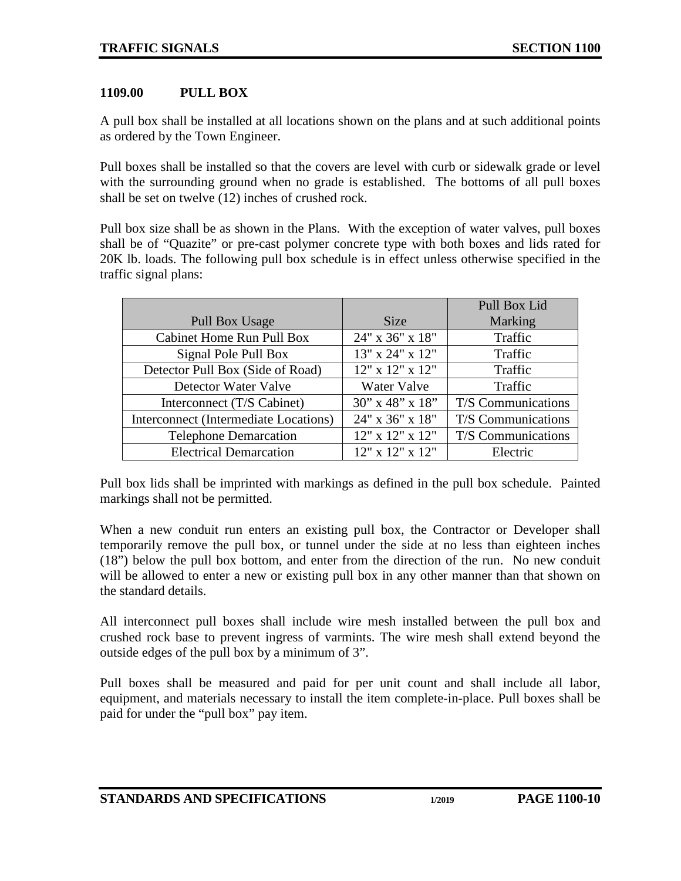## 1109.00 PULL BOX

A pull box shall be installed at all locations shown on the plans and at such additional points as ordered by the Town Engineer.

Pull boxes shall be installed so that the covers are level with curb or sidewalk grade or level with the surrounding ground when no grade is established. The bottoms of all pull boxes shall be set on twelve (12) inches of crushed rock.

Pull box size shall be as shown in the Plans. With the exception of water valves, pull boxes shall be of "Quazite" or pre-cast polymer concrete type with both boxes and lids rated for 20K lb. loads. The following pull box schedule is in effect unless otherwise specified in the traffic signal plans:

| Pull Box Usage | Size | Pull Box Lid Marking |
|---|---|---|
| Cabinet Home Run Pull Box | 24" x 36" x 18" | Traffic |
| Signal Pole Pull Box | 13" x 24" x 12" | Traffic |
| Detector Pull Box (Side of Road) | 12" x 12" x 12" | Traffic |
| Detector Water Valve | Water Valve | Traffic |
| Interconnect (T/S Cabinet) | 30" x 48" x 18" | T/S Communications |
| Interconnect (Intermediate Locations) | 24" x 36" x 18" | T/S Communications |
| Telephone Demarcation | 12" x 12" x 12" | T/S Communications |
| Electrical Demarcation | 12" x 12" x 12" | Electric |

Pull box lids shall be imprinted with markings as defined in the pull box schedule. Painted markings shall not be permitted.

When a new conduit run enters an existing pull box, the Contractor or Developer shall temporarily remove the pull box, or tunnel under the side at no less than eighteen inches (18") below the pull box bottom, and enter from the direction of the run. No new conduit will be allowed to enter a new or existing pull box in any other manner than that shown on the standard details.

All interconnect pull boxes shall include wire mesh installed between the pull box and crushed rock base to prevent ingress of varmints. The wire mesh shall extend beyond the outside edges of the pull box by a minimum of 3".

Pull boxes shall be measured and paid for per unit count and shall include all labor, equipment, and materials necessary to install the item complete-in-place. Pull boxes shall be paid for under the "pull box" pay item.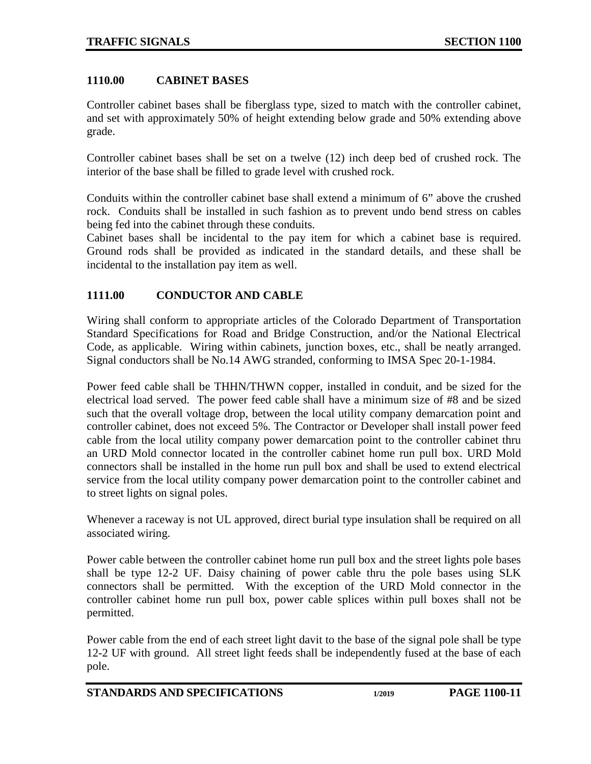## 1110.00 CABINET BASES

Controller cabinet bases shall be fiberglass type, sized to match with the controller cabinet, and set with approximately 50% of height extending below grade and 50% extending above grade.

Controller cabinet bases shall be set on a twelve (12) inch deep bed of crushed rock. The interior of the base shall be filled to grade level with crushed rock.

Conduits within the controller cabinet base shall extend a minimum of 6" above the crushed rock. Conduits shall be installed in such fashion as to prevent undo bend stress on cables being fed into the cabinet through these conduits.
Cabinet bases shall be incidental to the pay item for which a cabinet base is required. Ground rods shall be provided as indicated in the standard details, and these shall be incidental to the installation pay item as well.

## 1111.00 CONDUCTOR AND CABLE

Wiring shall conform to appropriate articles of the Colorado Department of Transportation Standard Specifications for Road and Bridge Construction, and/or the National Electrical Code, as applicable. Wiring within cabinets, junction boxes, etc., shall be neatly arranged. Signal conductors shall be No.14 AWG stranded, conforming to IMSA Spec 20-1-1984.

Power feed cable shall be THHN/THWN copper, installed in conduit, and be sized for the electrical load served. The power feed cable shall have a minimum size of #8 and be sized such that the overall voltage drop, between the local utility company demarcation point and controller cabinet, does not exceed 5%. The Contractor or Developer shall install power feed cable from the local utility company power demarcation point to the controller cabinet thru an URD Mold connector located in the controller cabinet home run pull box. URD Mold connectors shall be installed in the home run pull box and shall be used to extend electrical service from the local utility company power demarcation point to the controller cabinet and to street lights on signal poles.

Whenever a raceway is not UL approved, direct burial type insulation shall be required on all associated wiring.

Power cable between the controller cabinet home run pull box and the street lights pole bases shall be type 12-2 UF. Daisy chaining of power cable thru the pole bases using SLK connectors shall be permitted. With the exception of the URD Mold connector in the controller cabinet home run pull box, power cable splices within pull boxes shall not be permitted.

Power cable from the end of each street light davit to the base of the signal pole shall be type 12-2 UF with ground. All street light feeds shall be independently fused at the base of each pole.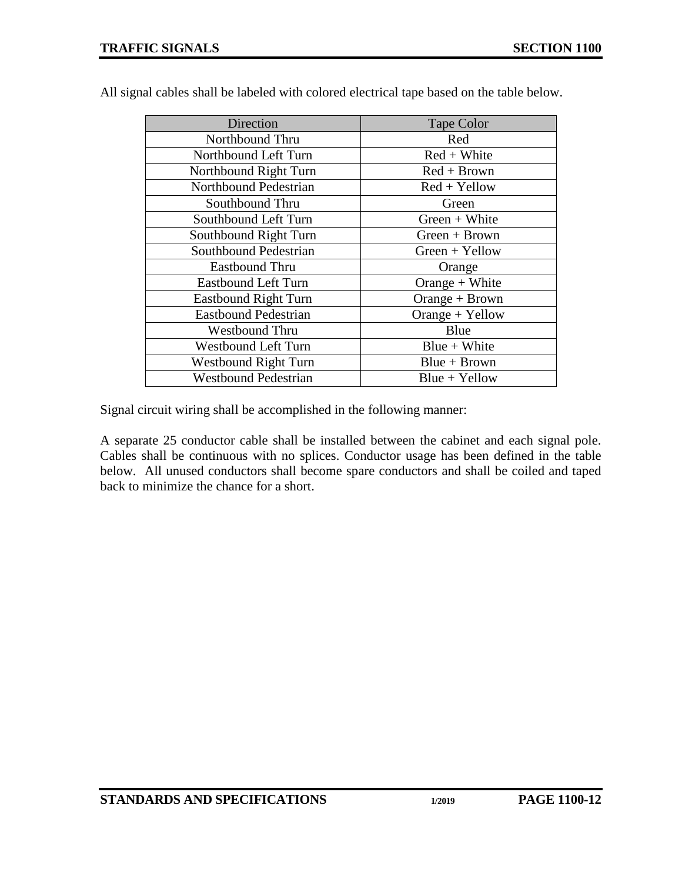All signal cables shall be labeled with colored electrical tape based on the table below.

| Direction | Tape Color |
|---|---|
| Northbound Thru | Red |
| Northbound Left Turn | Red + White |
| Northbound Right Turn | Red + Brown |
| Northbound Pedestrian | Red + Yellow |
| Southbound Thru | Green |
| Southbound Left Turn | Green + White |
| Southbound Right Turn | Green + Brown |
| Southbound Pedestrian | Green + Yellow |
| Eastbound Thru | Orange |
| Eastbound Left Turn | Orange + White |
| Eastbound Right Turn | Orange + Brown |
| Eastbound Pedestrian | Orange + Yellow |
| Westbound Thru | Blue |
| Westbound Left Turn | Blue + White |
| Westbound Right Turn | Blue + Brown |
| Westbound Pedestrian | Blue + Yellow |

Signal circuit wiring shall be accomplished in the following manner:

A separate 25 conductor cable shall be installed between the cabinet and each signal pole. Cables shall be continuous with no splices. Conductor usage has been defined in the table below. All unused conductors shall become spare conductors and shall be coiled and taped back to minimize the chance for a short.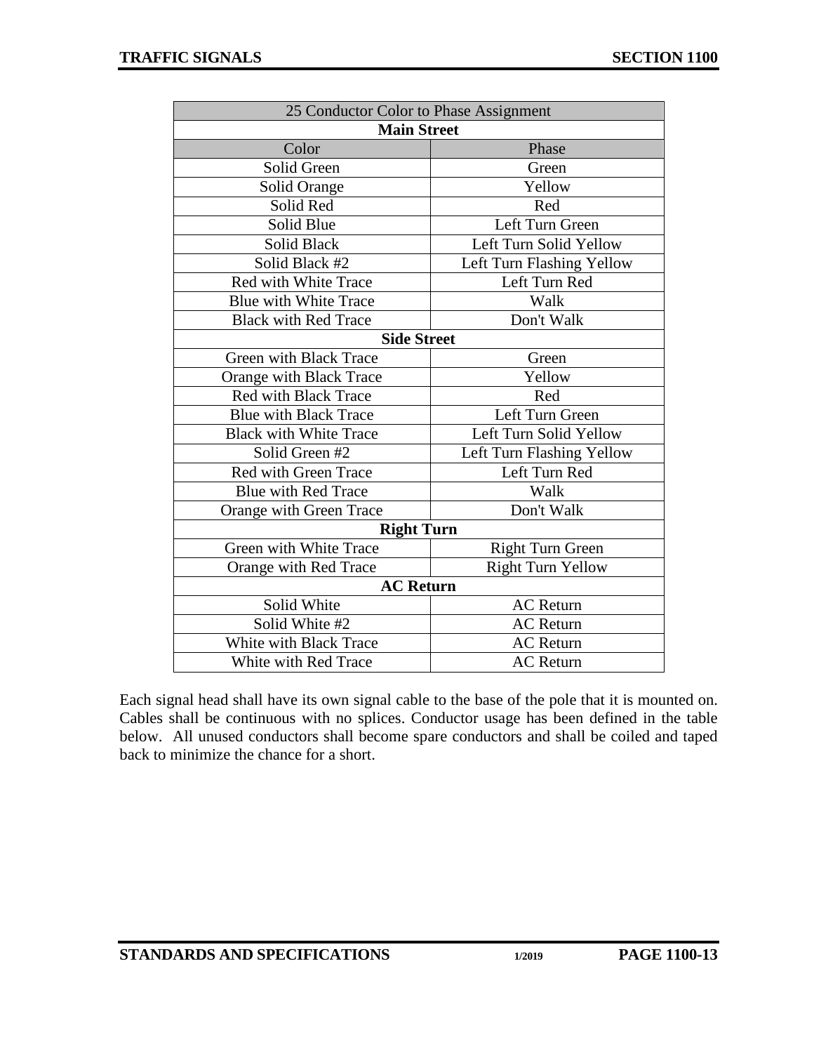| 25 Conductor Color to Phase Assignment | |
|---|---|
| **Main Street** | |
| Color | Phase |
| Solid Green | Green |
| Solid Orange | Yellow |
| Solid Red | Red |
| Solid Blue | Left Turn Green |
| Solid Black | Left Turn Solid Yellow |
| Solid Black #2 | Left Turn Flashing Yellow |
| Red with White Trace | Left Turn Red |
| Blue with White Trace | Walk |
| Black with Red Trace | Don't Walk |
| **Side Street** | |
| Green with Black Trace | Green |
| Orange with Black Trace | Yellow |
| Red with Black Trace | Red |
| Blue with Black Trace | Left Turn Green |
| Black with White Trace | Left Turn Solid Yellow |
| Solid Green #2 | Left Turn Flashing Yellow |
| Red with Green Trace | Left Turn Red |
| Blue with Red Trace | Walk |
| Orange with Green Trace | Don't Walk |
| **Right Turn** | |
| Green with White Trace | Right Turn Green |
| Orange with Red Trace | Right Turn Yellow |
| **AC Return** | |
| Solid White | AC Return |
| Solid White #2 | AC Return |
| White with Black Trace | AC Return |
| White with Red Trace | AC Return |

Each signal head shall have its own signal cable to the base of the pole that it is mounted on. Cables shall be continuous with no splices. Conductor usage has been defined in the table below. All unused conductors shall become spare conductors and shall be coiled and taped back to minimize the chance for a short.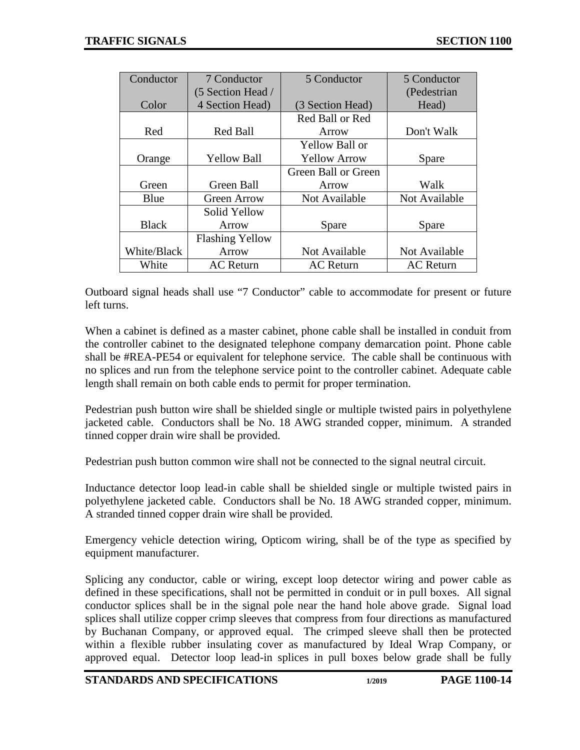| Conductor Color | 7 Conductor (5 Section Head / 4 Section Head) | 5 Conductor (3 Section Head) | 5 Conductor (Pedestrian Head) |
|---|---|---|---|
| Red | Red Ball | Red Ball or Red Arrow | Don't Walk |
| Orange | Yellow Ball | Yellow Ball or Yellow Arrow | Spare |
| Green | Green Ball | Green Ball or Green Arrow | Walk |
| Blue | Green Arrow | Not Available | Not Available |
| Black | Solid Yellow Arrow | Spare | Spare |
| White/Black | Flashing Yellow Arrow | Not Available | Not Available |
| White | AC Return | AC Return | AC Return |

Outboard signal heads shall use "7 Conductor" cable to accommodate for present or future left turns.

When a cabinet is defined as a master cabinet, phone cable shall be installed in conduit from the controller cabinet to the designated telephone company demarcation point. Phone cable shall be #REA-PE54 or equivalent for telephone service. The cable shall be continuous with no splices and run from the telephone service point to the controller cabinet. Adequate cable length shall remain on both cable ends to permit for proper termination.

Pedestrian push button wire shall be shielded single or multiple twisted pairs in polyethylene jacketed cable. Conductors shall be No. 18 AWG stranded copper, minimum. A stranded tinned copper drain wire shall be provided.

Pedestrian push button common wire shall not be connected to the signal neutral circuit.

Inductance detector loop lead-in cable shall be shielded single or multiple twisted pairs in polyethylene jacketed cable. Conductors shall be No. 18 AWG stranded copper, minimum. A stranded tinned copper drain wire shall be provided.

Emergency vehicle detection wiring, Opticom wiring, shall be of the type as specified by equipment manufacturer.

Splicing any conductor, cable or wiring, except loop detector wiring and power cable as defined in these specifications, shall not be permitted in conduit or in pull boxes. All signal conductor splices shall be in the signal pole near the hand hole above grade. Signal load splices shall utilize copper crimp sleeves that compress from four directions as manufactured by Buchanan Company, or approved equal. The crimped sleeve shall then be protected within a flexible rubber insulating cover as manufactured by Ideal Wrap Company, or approved equal. Detector loop lead-in splices in pull boxes below grade shall be fully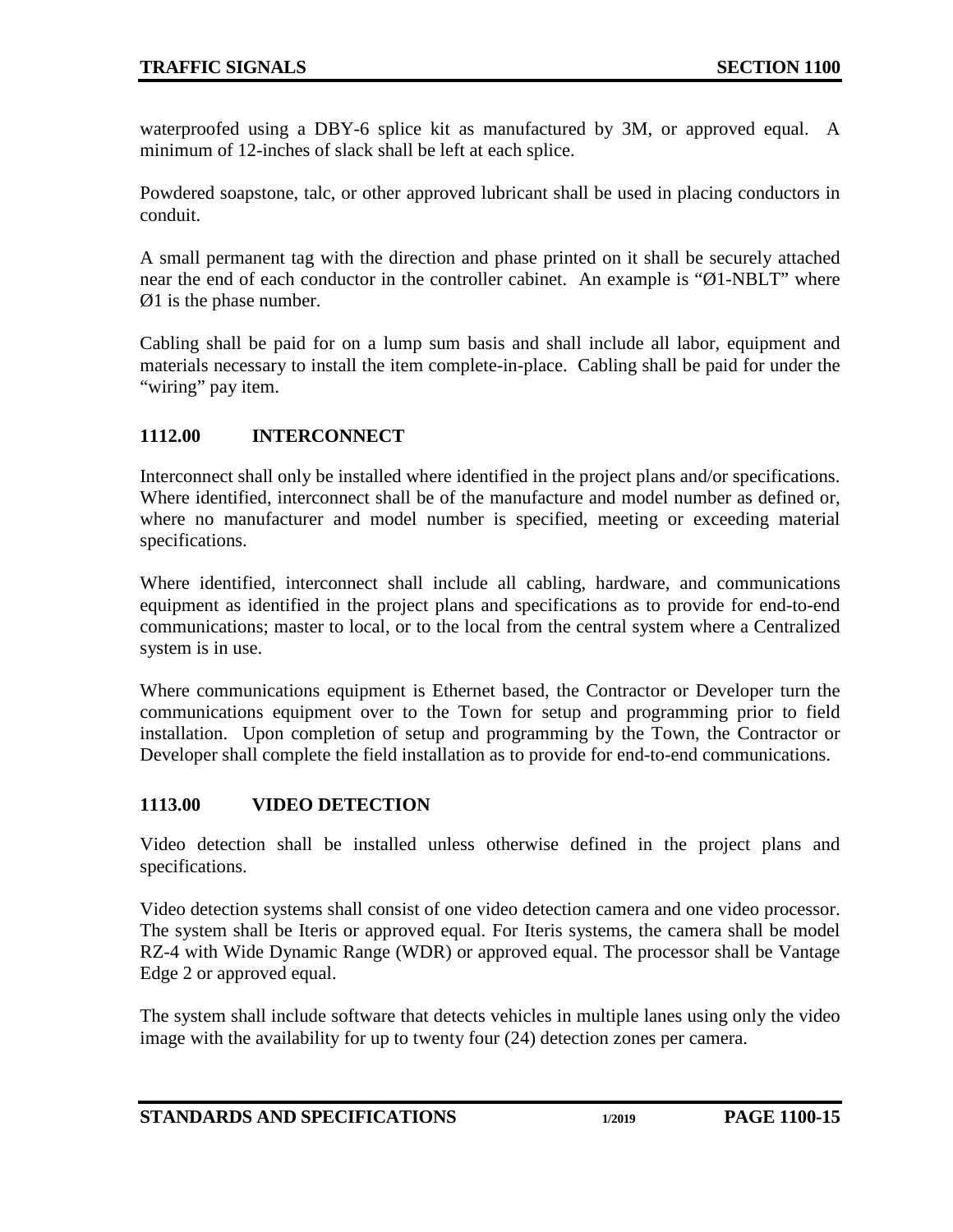waterproofed using a DBY-6 splice kit as manufactured by 3M, or approved equal. A minimum of 12-inches of slack shall be left at each splice.

Powdered soapstone, talc, or other approved lubricant shall be used in placing conductors in conduit.

A small permanent tag with the direction and phase printed on it shall be securely attached near the end of each conductor in the controller cabinet. An example is "Ø1-NBLT" where Ø1 is the phase number.

Cabling shall be paid for on a lump sum basis and shall include all labor, equipment and materials necessary to install the item complete-in-place. Cabling shall be paid for under the "wiring" pay item.

## 1112.00 INTERCONNECT

Interconnect shall only be installed where identified in the project plans and/or specifications. Where identified, interconnect shall be of the manufacture and model number as defined or, where no manufacturer and model number is specified, meeting or exceeding material specifications.

Where identified, interconnect shall include all cabling, hardware, and communications equipment as identified in the project plans and specifications as to provide for end-to-end communications; master to local, or to the local from the central system where a Centralized system is in use.

Where communications equipment is Ethernet based, the Contractor or Developer turn the communications equipment over to the Town for setup and programming prior to field installation. Upon completion of setup and programming by the Town, the Contractor or Developer shall complete the field installation as to provide for end-to-end communications.

## 1113.00 VIDEO DETECTION

Video detection shall be installed unless otherwise defined in the project plans and specifications.

Video detection systems shall consist of one video detection camera and one video processor. The system shall be Iteris or approved equal. For Iteris systems, the camera shall be model RZ-4 with Wide Dynamic Range (WDR) or approved equal. The processor shall be Vantage Edge 2 or approved equal.

The system shall include software that detects vehicles in multiple lanes using only the video image with the availability for up to twenty four (24) detection zones per camera.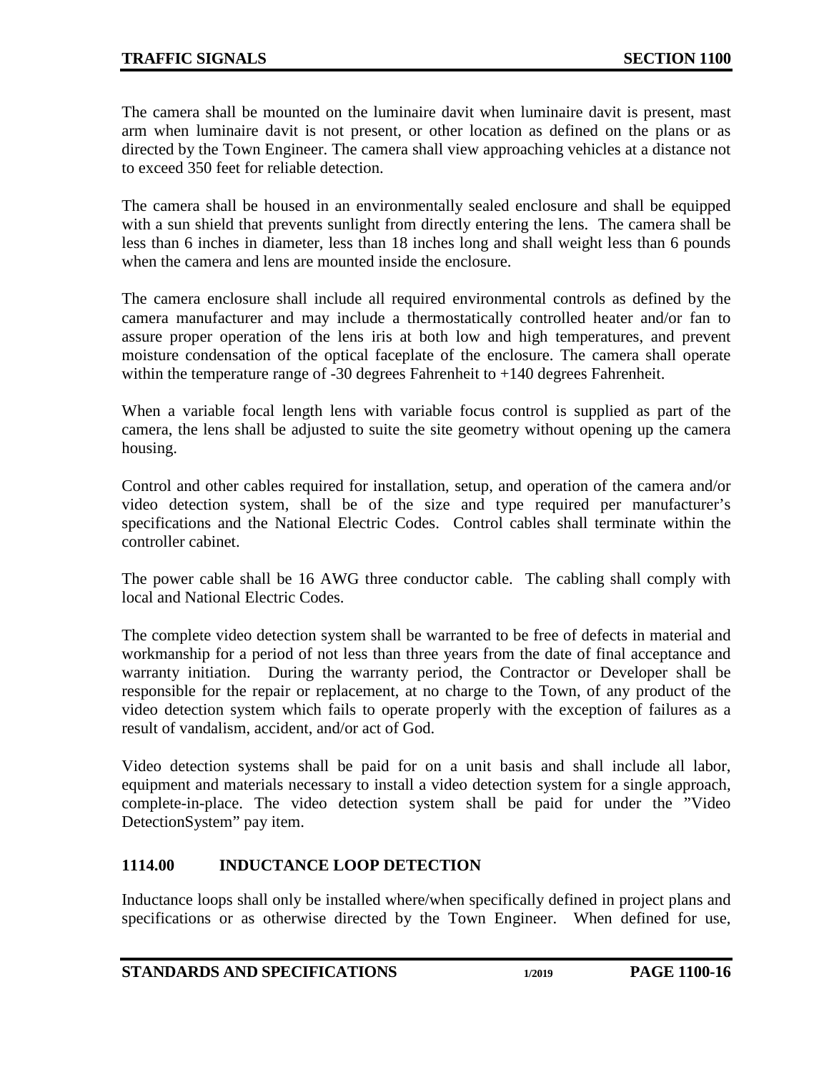The camera shall be mounted on the luminaire davit when luminaire davit is present, mast arm when luminaire davit is not present, or other location as defined on the plans or as directed by the Town Engineer. The camera shall view approaching vehicles at a distance not to exceed 350 feet for reliable detection.

The camera shall be housed in an environmentally sealed enclosure and shall be equipped with a sun shield that prevents sunlight from directly entering the lens. The camera shall be less than 6 inches in diameter, less than 18 inches long and shall weight less than 6 pounds when the camera and lens are mounted inside the enclosure.

The camera enclosure shall include all required environmental controls as defined by the camera manufacturer and may include a thermostatically controlled heater and/or fan to assure proper operation of the lens iris at both low and high temperatures, and prevent moisture condensation of the optical faceplate of the enclosure. The camera shall operate within the temperature range of -30 degrees Fahrenheit to +140 degrees Fahrenheit.

When a variable focal length lens with variable focus control is supplied as part of the camera, the lens shall be adjusted to suite the site geometry without opening up the camera housing.

Control and other cables required for installation, setup, and operation of the camera and/or video detection system, shall be of the size and type required per manufacturer's specifications and the National Electric Codes. Control cables shall terminate within the controller cabinet.

The power cable shall be 16 AWG three conductor cable. The cabling shall comply with local and National Electric Codes.

The complete video detection system shall be warranted to be free of defects in material and workmanship for a period of not less than three years from the date of final acceptance and warranty initiation. During the warranty period, the Contractor or Developer shall be responsible for the repair or replacement, at no charge to the Town, of any product of the video detection system which fails to operate properly with the exception of failures as a result of vandalism, accident, and/or act of God.

Video detection systems shall be paid for on a unit basis and shall include all labor, equipment and materials necessary to install a video detection system for a single approach, complete-in-place. The video detection system shall be paid for under the "Video DetectionSystem" pay item.

## 1114.00 INDUCTANCE LOOP DETECTION

Inductance loops shall only be installed where/when specifically defined in project plans and specifications or as otherwise directed by the Town Engineer. When defined for use,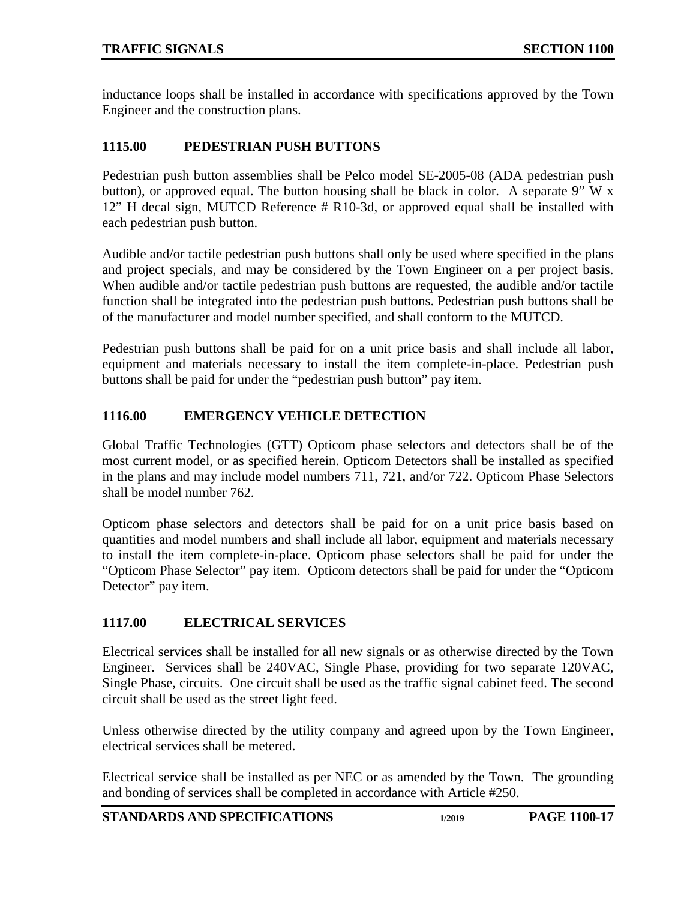inductance loops shall be installed in accordance with specifications approved by the Town Engineer and the construction plans.

## 1115.00 PEDESTRIAN PUSH BUTTONS

Pedestrian push button assemblies shall be Pelco model SE-2005-08 (ADA pedestrian push button), or approved equal. The button housing shall be black in color. A separate 9" W x 12" H decal sign, MUTCD Reference # R10-3d, or approved equal shall be installed with each pedestrian push button.

Audible and/or tactile pedestrian push buttons shall only be used where specified in the plans and project specials, and may be considered by the Town Engineer on a per project basis. When audible and/or tactile pedestrian push buttons are requested, the audible and/or tactile function shall be integrated into the pedestrian push buttons. Pedestrian push buttons shall be of the manufacturer and model number specified, and shall conform to the MUTCD.

Pedestrian push buttons shall be paid for on a unit price basis and shall include all labor, equipment and materials necessary to install the item complete-in-place. Pedestrian push buttons shall be paid for under the "pedestrian push button" pay item.

## 1116.00 EMERGENCY VEHICLE DETECTION

Global Traffic Technologies (GTT) Opticom phase selectors and detectors shall be of the most current model, or as specified herein. Opticom Detectors shall be installed as specified in the plans and may include model numbers 711, 721, and/or 722. Opticom Phase Selectors shall be model number 762.

Opticom phase selectors and detectors shall be paid for on a unit price basis based on quantities and model numbers and shall include all labor, equipment and materials necessary to install the item complete-in-place. Opticom phase selectors shall be paid for under the "Opticom Phase Selector" pay item. Opticom detectors shall be paid for under the "Opticom Detector" pay item.

## 1117.00 ELECTRICAL SERVICES

Electrical services shall be installed for all new signals or as otherwise directed by the Town Engineer. Services shall be 240VAC, Single Phase, providing for two separate 120VAC, Single Phase, circuits. One circuit shall be used as the traffic signal cabinet feed. The second circuit shall be used as the street light feed.

Unless otherwise directed by the utility company and agreed upon by the Town Engineer, electrical services shall be metered.

Electrical service shall be installed as per NEC or as amended by the Town. The grounding and bonding of services shall be completed in accordance with Article #250.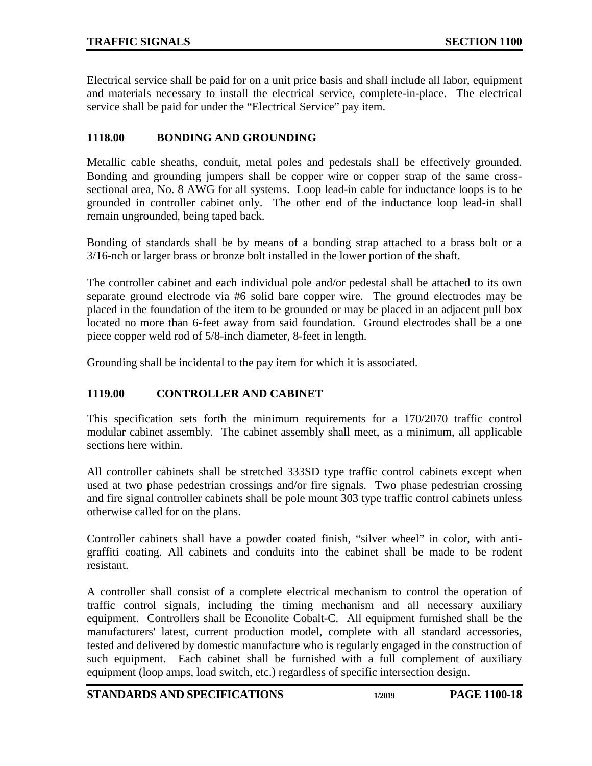Electrical service shall be paid for on a unit price basis and shall include all labor, equipment and materials necessary to install the electrical service, complete-in-place. The electrical service shall be paid for under the "Electrical Service" pay item.

## 1118.00 BONDING AND GROUNDING

Metallic cable sheaths, conduit, metal poles and pedestals shall be effectively grounded. Bonding and grounding jumpers shall be copper wire or copper strap of the same cross-sectional area, No. 8 AWG for all systems. Loop lead-in cable for inductance loops is to be grounded in controller cabinet only. The other end of the inductance loop lead-in shall remain ungrounded, being taped back.

Bonding of standards shall be by means of a bonding strap attached to a brass bolt or a 3/16-nch or larger brass or bronze bolt installed in the lower portion of the shaft.

The controller cabinet and each individual pole and/or pedestal shall be attached to its own separate ground electrode via #6 solid bare copper wire. The ground electrodes may be placed in the foundation of the item to be grounded or may be placed in an adjacent pull box located no more than 6-feet away from said foundation. Ground electrodes shall be a one piece copper weld rod of 5/8-inch diameter, 8-feet in length.

Grounding shall be incidental to the pay item for which it is associated.

## 1119.00 CONTROLLER AND CABINET

This specification sets forth the minimum requirements for a 170/2070 traffic control modular cabinet assembly. The cabinet assembly shall meet, as a minimum, all applicable sections here within.

All controller cabinets shall be stretched 333SD type traffic control cabinets except when used at two phase pedestrian crossings and/or fire signals. Two phase pedestrian crossing and fire signal controller cabinets shall be pole mount 303 type traffic control cabinets unless otherwise called for on the plans.

Controller cabinets shall have a powder coated finish, "silver wheel" in color, with anti-graffiti coating. All cabinets and conduits into the cabinet shall be made to be rodent resistant.

A controller shall consist of a complete electrical mechanism to control the operation of traffic control signals, including the timing mechanism and all necessary auxiliary equipment. Controllers shall be Econolite Cobalt-C. All equipment furnished shall be the manufacturers' latest, current production model, complete with all standard accessories, tested and delivered by domestic manufacture who is regularly engaged in the construction of such equipment. Each cabinet shall be furnished with a full complement of auxiliary equipment (loop amps, load switch, etc.) regardless of specific intersection design.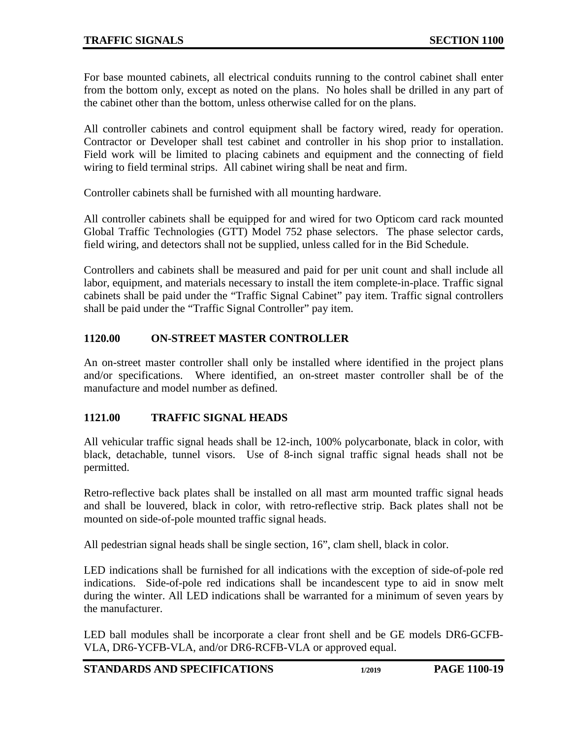For base mounted cabinets, all electrical conduits running to the control cabinet shall enter from the bottom only, except as noted on the plans. No holes shall be drilled in any part of the cabinet other than the bottom, unless otherwise called for on the plans.

All controller cabinets and control equipment shall be factory wired, ready for operation. Contractor or Developer shall test cabinet and controller in his shop prior to installation. Field work will be limited to placing cabinets and equipment and the connecting of field wiring to field terminal strips. All cabinet wiring shall be neat and firm.

Controller cabinets shall be furnished with all mounting hardware.

All controller cabinets shall be equipped for and wired for two Opticom card rack mounted Global Traffic Technologies (GTT) Model 752 phase selectors. The phase selector cards, field wiring, and detectors shall not be supplied, unless called for in the Bid Schedule.

Controllers and cabinets shall be measured and paid for per unit count and shall include all labor, equipment, and materials necessary to install the item complete-in-place. Traffic signal cabinets shall be paid under the "Traffic Signal Cabinet" pay item. Traffic signal controllers shall be paid under the "Traffic Signal Controller" pay item.

## 1120.00 ON-STREET MASTER CONTROLLER

An on-street master controller shall only be installed where identified in the project plans and/or specifications. Where identified, an on-street master controller shall be of the manufacture and model number as defined.

## 1121.00 TRAFFIC SIGNAL HEADS

All vehicular traffic signal heads shall be 12-inch, 100% polycarbonate, black in color, with black, detachable, tunnel visors. Use of 8-inch signal traffic signal heads shall not be permitted.

Retro-reflective back plates shall be installed on all mast arm mounted traffic signal heads and shall be louvered, black in color, with retro-reflective strip. Back plates shall not be mounted on side-of-pole mounted traffic signal heads.

All pedestrian signal heads shall be single section, 16", clam shell, black in color.

LED indications shall be furnished for all indications with the exception of side-of-pole red indications. Side-of-pole red indications shall be incandescent type to aid in snow melt during the winter. All LED indications shall be warranted for a minimum of seven years by the manufacturer.

LED ball modules shall be incorporate a clear front shell and be GE models DR6-GCFB-VLA, DR6-YCFB-VLA, and/or DR6-RCFB-VLA or approved equal.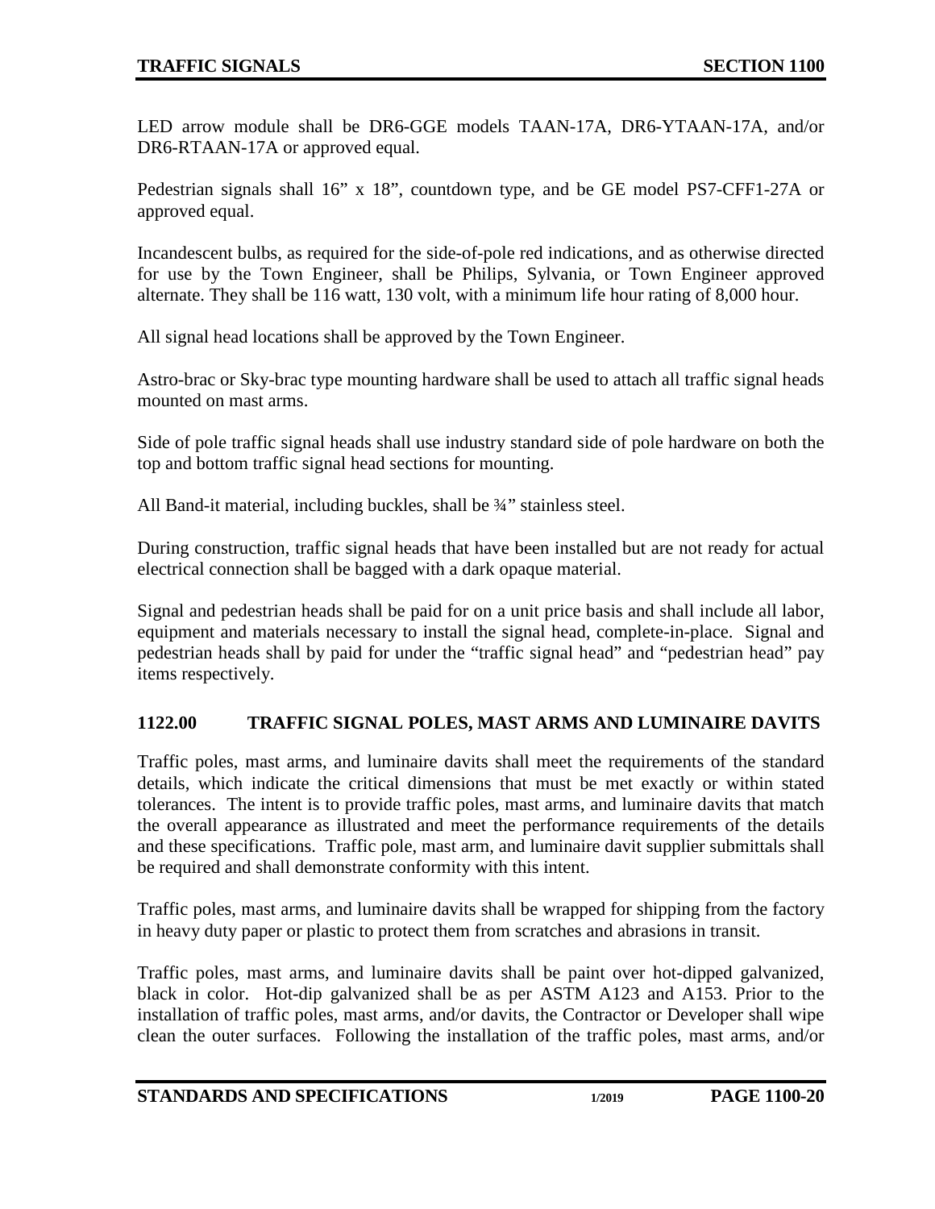LED arrow module shall be DR6-GGE models TAAN-17A, DR6-YTAAN-17A, and/or DR6-RTAAN-17A or approved equal.

Pedestrian signals shall 16” x 18”, countdown type, and be GE model PS7-CFF1-27A or approved equal.

Incandescent bulbs, as required for the side-of-pole red indications, and as otherwise directed for use by the Town Engineer, shall be Philips, Sylvania, or Town Engineer approved alternate. They shall be 116 watt, 130 volt, with a minimum life hour rating of 8,000 hour.

All signal head locations shall be approved by the Town Engineer.

Astro-brac or Sky-brac type mounting hardware shall be used to attach all traffic signal heads mounted on mast arms.

Side of pole traffic signal heads shall use industry standard side of pole hardware on both the top and bottom traffic signal head sections for mounting.

All Band-it material, including buckles, shall be ¾” stainless steel.

During construction, traffic signal heads that have been installed but are not ready for actual electrical connection shall be bagged with a dark opaque material.

Signal and pedestrian heads shall be paid for on a unit price basis and shall include all labor, equipment and materials necessary to install the signal head, complete-in-place. Signal and pedestrian heads shall by paid for under the “traffic signal head” and “pedestrian head” pay items respectively.

## 1122.00 TRAFFIC SIGNAL POLES, MAST ARMS AND LUMINAIRE DAVITS

Traffic poles, mast arms, and luminaire davits shall meet the requirements of the standard details, which indicate the critical dimensions that must be met exactly or within stated tolerances. The intent is to provide traffic poles, mast arms, and luminaire davits that match the overall appearance as illustrated and meet the performance requirements of the details and these specifications. Traffic pole, mast arm, and luminaire davit supplier submittals shall be required and shall demonstrate conformity with this intent.

Traffic poles, mast arms, and luminaire davits shall be wrapped for shipping from the factory in heavy duty paper or plastic to protect them from scratches and abrasions in transit.

Traffic poles, mast arms, and luminaire davits shall be paint over hot-dipped galvanized, black in color. Hot-dip galvanized shall be as per ASTM A123 and A153. Prior to the installation of traffic poles, mast arms, and/or davits, the Contractor or Developer shall wipe clean the outer surfaces. Following the installation of the traffic poles, mast arms, and/or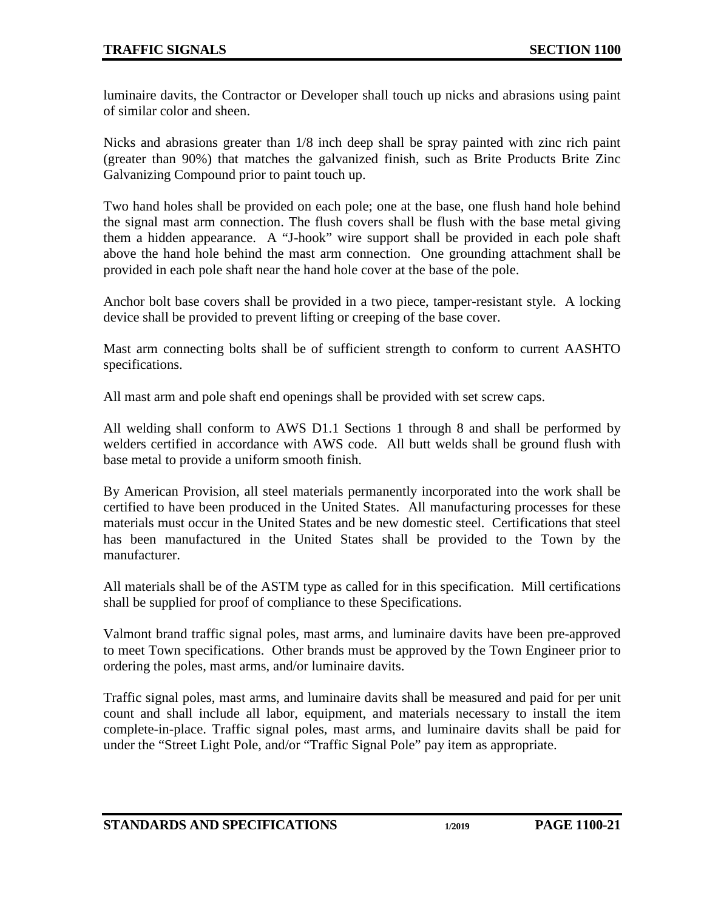luminaire davits, the Contractor or Developer shall touch up nicks and abrasions using paint of similar color and sheen.

Nicks and abrasions greater than 1/8 inch deep shall be spray painted with zinc rich paint (greater than 90%) that matches the galvanized finish, such as Brite Products Brite Zinc Galvanizing Compound prior to paint touch up.

Two hand holes shall be provided on each pole; one at the base, one flush hand hole behind the signal mast arm connection. The flush covers shall be flush with the base metal giving them a hidden appearance. A "J-hook" wire support shall be provided in each pole shaft above the hand hole behind the mast arm connection. One grounding attachment shall be provided in each pole shaft near the hand hole cover at the base of the pole.

Anchor bolt base covers shall be provided in a two piece, tamper-resistant style. A locking device shall be provided to prevent lifting or creeping of the base cover.

Mast arm connecting bolts shall be of sufficient strength to conform to current AASHTO specifications.

All mast arm and pole shaft end openings shall be provided with set screw caps.

All welding shall conform to AWS D1.1 Sections 1 through 8 and shall be performed by welders certified in accordance with AWS code. All butt welds shall be ground flush with base metal to provide a uniform smooth finish.

By American Provision, all steel materials permanently incorporated into the work shall be certified to have been produced in the United States. All manufacturing processes for these materials must occur in the United States and be new domestic steel. Certifications that steel has been manufactured in the United States shall be provided to the Town by the manufacturer.

All materials shall be of the ASTM type as called for in this specification. Mill certifications shall be supplied for proof of compliance to these Specifications.

Valmont brand traffic signal poles, mast arms, and luminaire davits have been pre-approved to meet Town specifications. Other brands must be approved by the Town Engineer prior to ordering the poles, mast arms, and/or luminaire davits.

Traffic signal poles, mast arms, and luminaire davits shall be measured and paid for per unit count and shall include all labor, equipment, and materials necessary to install the item complete-in-place. Traffic signal poles, mast arms, and luminaire davits shall be paid for under the "Street Light Pole, and/or "Traffic Signal Pole" pay item as appropriate.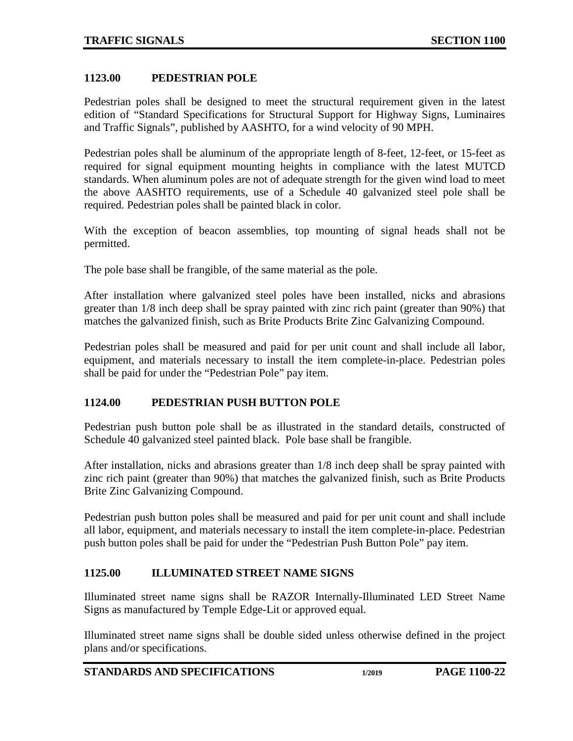## 1123.00 PEDESTRIAN POLE

Pedestrian poles shall be designed to meet the structural requirement given in the latest edition of "Standard Specifications for Structural Support for Highway Signs, Luminaires and Traffic Signals", published by AASHTO, for a wind velocity of 90 MPH.

Pedestrian poles shall be aluminum of the appropriate length of 8-feet, 12-feet, or 15-feet as required for signal equipment mounting heights in compliance with the latest MUTCD standards. When aluminum poles are not of adequate strength for the given wind load to meet the above AASHTO requirements, use of a Schedule 40 galvanized steel pole shall be required. Pedestrian poles shall be painted black in color.

With the exception of beacon assemblies, top mounting of signal heads shall not be permitted.

The pole base shall be frangible, of the same material as the pole.

After installation where galvanized steel poles have been installed, nicks and abrasions greater than 1/8 inch deep shall be spray painted with zinc rich paint (greater than 90%) that matches the galvanized finish, such as Brite Products Brite Zinc Galvanizing Compound.

Pedestrian poles shall be measured and paid for per unit count and shall include all labor, equipment, and materials necessary to install the item complete-in-place. Pedestrian poles shall be paid for under the "Pedestrian Pole" pay item.

## 1124.00 PEDESTRIAN PUSH BUTTON POLE

Pedestrian push button pole shall be as illustrated in the standard details, constructed of Schedule 40 galvanized steel painted black. Pole base shall be frangible.

After installation, nicks and abrasions greater than 1/8 inch deep shall be spray painted with zinc rich paint (greater than 90%) that matches the galvanized finish, such as Brite Products Brite Zinc Galvanizing Compound.

Pedestrian push button poles shall be measured and paid for per unit count and shall include all labor, equipment, and materials necessary to install the item complete-in-place. Pedestrian push button poles shall be paid for under the "Pedestrian Push Button Pole" pay item.

## 1125.00 ILLUMINATED STREET NAME SIGNS

Illuminated street name signs shall be RAZOR Internally-Illuminated LED Street Name Signs as manufactured by Temple Edge-Lit or approved equal.

Illuminated street name signs shall be double sided unless otherwise defined in the project plans and/or specifications.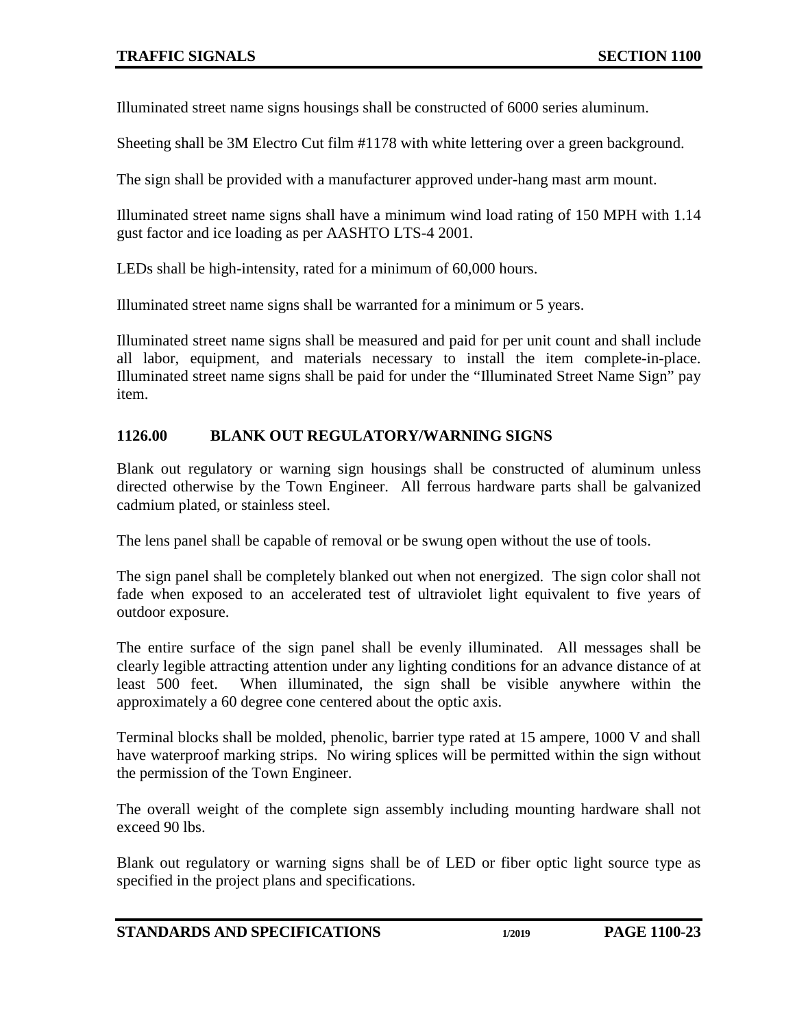Illuminated street name signs housings shall be constructed of 6000 series aluminum.

Sheeting shall be 3M Electro Cut film #1178 with white lettering over a green background.

The sign shall be provided with a manufacturer approved under-hang mast arm mount.

Illuminated street name signs shall have a minimum wind load rating of 150 MPH with 1.14 gust factor and ice loading as per AASHTO LTS-4 2001.

LEDs shall be high-intensity, rated for a minimum of 60,000 hours.

Illuminated street name signs shall be warranted for a minimum or 5 years.

Illuminated street name signs shall be measured and paid for per unit count and shall include all labor, equipment, and materials necessary to install the item complete-in-place. Illuminated street name signs shall be paid for under the "Illuminated Street Name Sign" pay item.

## 1126.00 BLANK OUT REGULATORY/WARNING SIGNS

Blank out regulatory or warning sign housings shall be constructed of aluminum unless directed otherwise by the Town Engineer. All ferrous hardware parts shall be galvanized cadmium plated, or stainless steel.

The lens panel shall be capable of removal or be swung open without the use of tools.

The sign panel shall be completely blanked out when not energized. The sign color shall not fade when exposed to an accelerated test of ultraviolet light equivalent to five years of outdoor exposure.

The entire surface of the sign panel shall be evenly illuminated. All messages shall be clearly legible attracting attention under any lighting conditions for an advance distance of at least 500 feet. When illuminated, the sign shall be visible anywhere within the approximately a 60 degree cone centered about the optic axis.

Terminal blocks shall be molded, phenolic, barrier type rated at 15 ampere, 1000 V and shall have waterproof marking strips. No wiring splices will be permitted within the sign without the permission of the Town Engineer.

The overall weight of the complete sign assembly including mounting hardware shall not exceed 90 lbs.

Blank out regulatory or warning signs shall be of LED or fiber optic light source type as specified in the project plans and specifications.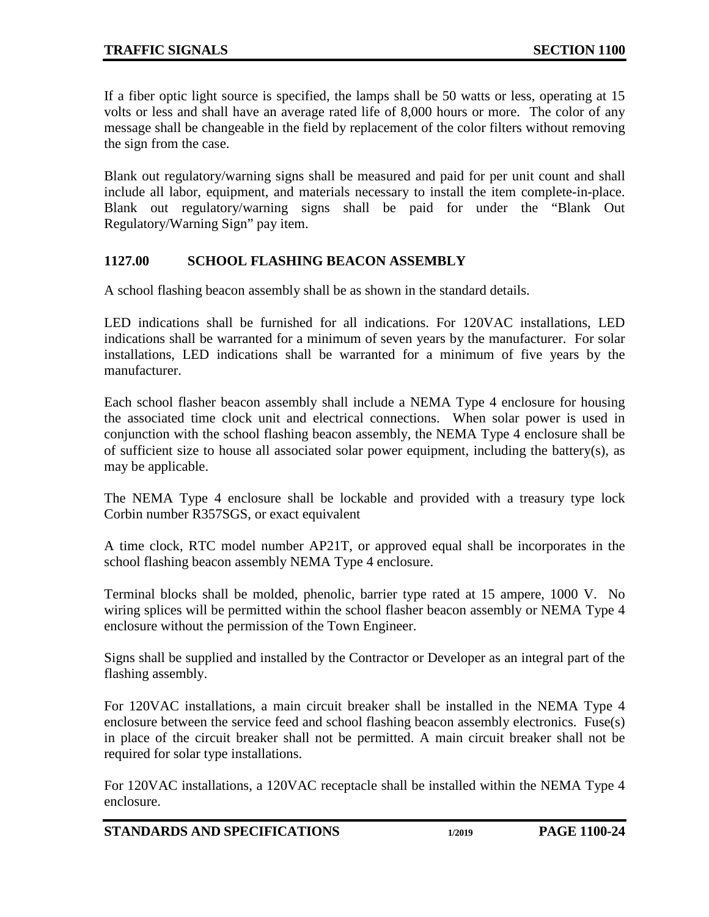If a fiber optic light source is specified, the lamps shall be 50 watts or less, operating at 15 volts or less and shall have an average rated life of 8,000 hours or more. The color of any message shall be changeable in the field by replacement of the color filters without removing the sign from the case.

Blank out regulatory/warning signs shall be measured and paid for per unit count and shall include all labor, equipment, and materials necessary to install the item complete-in-place. Blank out regulatory/warning signs shall be paid for under the "Blank Out Regulatory/Warning Sign" pay item.

## 1127.00 SCHOOL FLASHING BEACON ASSEMBLY

A school flashing beacon assembly shall be as shown in the standard details.

LED indications shall be furnished for all indications. For 120VAC installations, LED indications shall be warranted for a minimum of seven years by the manufacturer. For solar installations, LED indications shall be warranted for a minimum of five years by the manufacturer.

Each school flasher beacon assembly shall include a NEMA Type 4 enclosure for housing the associated time clock unit and electrical connections. When solar power is used in conjunction with the school flashing beacon assembly, the NEMA Type 4 enclosure shall be of sufficient size to house all associated solar power equipment, including the battery(s), as may be applicable.

The NEMA Type 4 enclosure shall be lockable and provided with a treasury type lock Corbin number R357SGS, or exact equivalent

A time clock, RTC model number AP21T, or approved equal shall be incorporates in the school flashing beacon assembly NEMA Type 4 enclosure.

Terminal blocks shall be molded, phenolic, barrier type rated at 15 ampere, 1000 V. No wiring splices will be permitted within the school flasher beacon assembly or NEMA Type 4 enclosure without the permission of the Town Engineer.

Signs shall be supplied and installed by the Contractor or Developer as an integral part of the flashing assembly.

For 120VAC installations, a main circuit breaker shall be installed in the NEMA Type 4 enclosure between the service feed and school flashing beacon assembly electronics. Fuse(s) in place of the circuit breaker shall not be permitted. A main circuit breaker shall not be required for solar type installations.

For 120VAC installations, a 120VAC receptacle shall be installed within the NEMA Type 4 enclosure.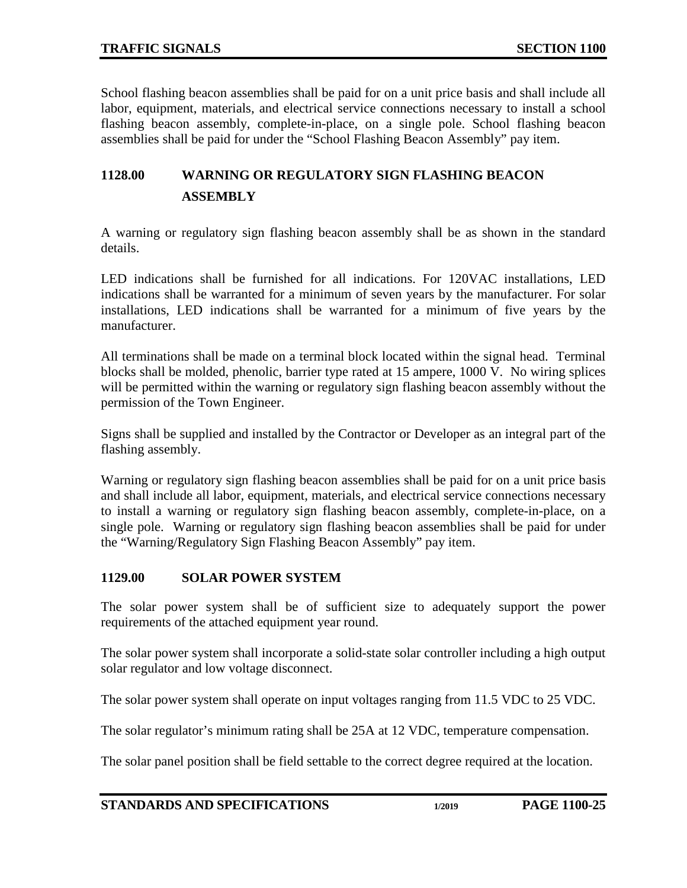School flashing beacon assemblies shall be paid for on a unit price basis and shall include all labor, equipment, materials, and electrical service connections necessary to install a school flashing beacon assembly, complete-in-place, on a single pole. School flashing beacon assemblies shall be paid for under the "School Flashing Beacon Assembly" pay item.

## 1128.00 WARNING OR REGULATORY SIGN FLASHING BEACON ASSEMBLY

A warning or regulatory sign flashing beacon assembly shall be as shown in the standard details.

LED indications shall be furnished for all indications. For 120VAC installations, LED indications shall be warranted for a minimum of seven years by the manufacturer. For solar installations, LED indications shall be warranted for a minimum of five years by the manufacturer.

All terminations shall be made on a terminal block located within the signal head. Terminal blocks shall be molded, phenolic, barrier type rated at 15 ampere, 1000 V. No wiring splices will be permitted within the warning or regulatory sign flashing beacon assembly without the permission of the Town Engineer.

Signs shall be supplied and installed by the Contractor or Developer as an integral part of the flashing assembly.

Warning or regulatory sign flashing beacon assemblies shall be paid for on a unit price basis and shall include all labor, equipment, materials, and electrical service connections necessary to install a warning or regulatory sign flashing beacon assembly, complete-in-place, on a single pole. Warning or regulatory sign flashing beacon assemblies shall be paid for under the "Warning/Regulatory Sign Flashing Beacon Assembly" pay item.

## 1129.00 SOLAR POWER SYSTEM

The solar power system shall be of sufficient size to adequately support the power requirements of the attached equipment year round.

The solar power system shall incorporate a solid-state solar controller including a high output solar regulator and low voltage disconnect.

The solar power system shall operate on input voltages ranging from 11.5 VDC to 25 VDC.

The solar regulator's minimum rating shall be 25A at 12 VDC, temperature compensation.

The solar panel position shall be field settable to the correct degree required at the location.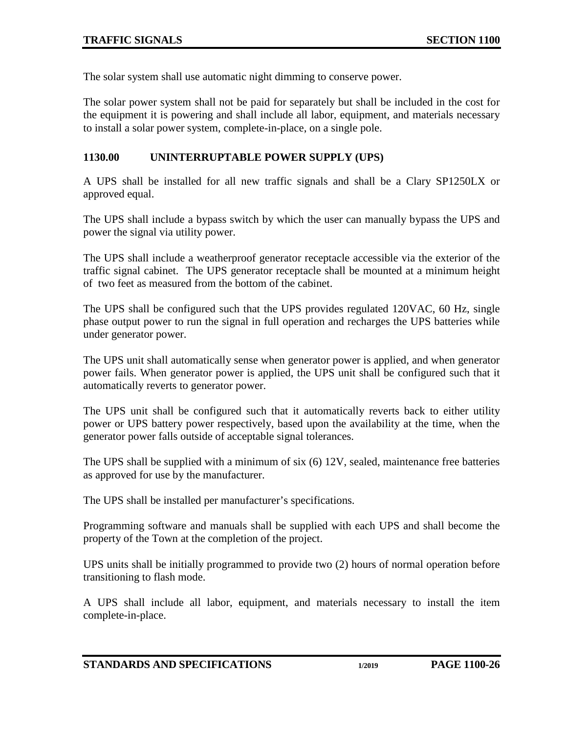The solar system shall use automatic night dimming to conserve power.

The solar power system shall not be paid for separately but shall be included in the cost for the equipment it is powering and shall include all labor, equipment, and materials necessary to install a solar power system, complete-in-place, on a single pole.

## 1130.00 UNINTERRUPTABLE POWER SUPPLY (UPS)

A UPS shall be installed for all new traffic signals and shall be a Clary SP1250LX or approved equal.

The UPS shall include a bypass switch by which the user can manually bypass the UPS and power the signal via utility power.

The UPS shall include a weatherproof generator receptacle accessible via the exterior of the traffic signal cabinet. The UPS generator receptacle shall be mounted at a minimum height of two feet as measured from the bottom of the cabinet.

The UPS shall be configured such that the UPS provides regulated 120VAC, 60 Hz, single phase output power to run the signal in full operation and recharges the UPS batteries while under generator power.

The UPS unit shall automatically sense when generator power is applied, and when generator power fails. When generator power is applied, the UPS unit shall be configured such that it automatically reverts to generator power.

The UPS unit shall be configured such that it automatically reverts back to either utility power or UPS battery power respectively, based upon the availability at the time, when the generator power falls outside of acceptable signal tolerances.

The UPS shall be supplied with a minimum of six (6) 12V, sealed, maintenance free batteries as approved for use by the manufacturer.

The UPS shall be installed per manufacturer's specifications.

Programming software and manuals shall be supplied with each UPS and shall become the property of the Town at the completion of the project.

UPS units shall be initially programmed to provide two (2) hours of normal operation before transitioning to flash mode.

A UPS shall include all labor, equipment, and materials necessary to install the item complete-in-place.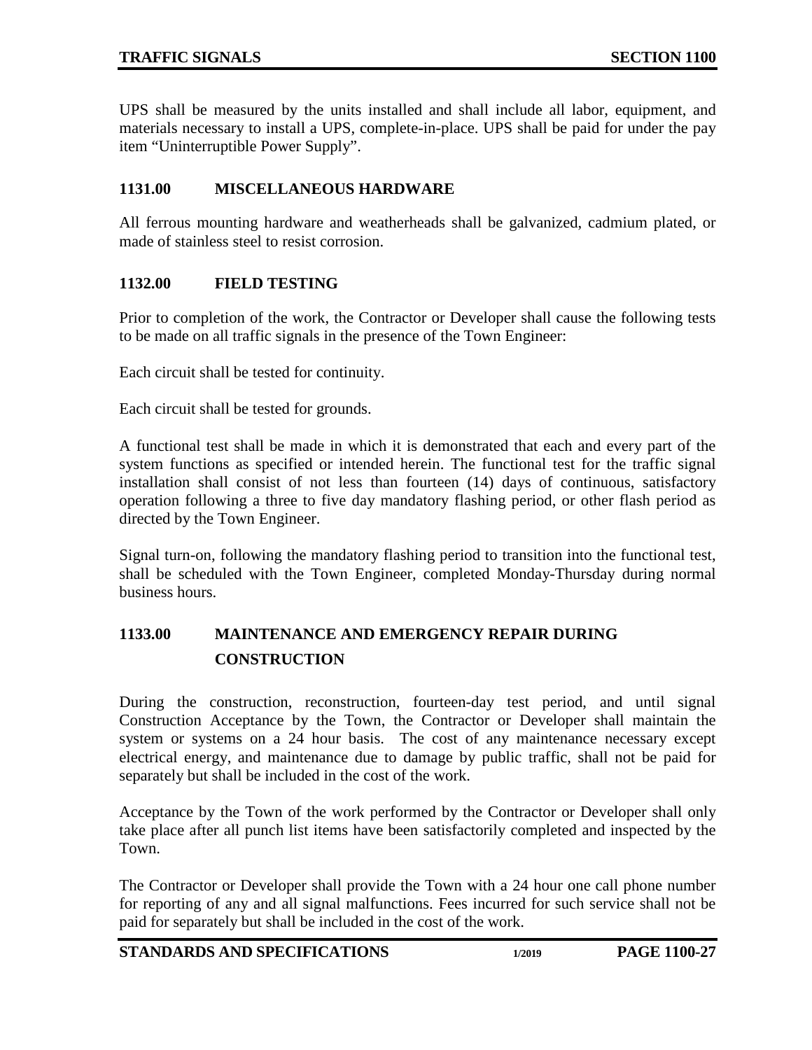UPS shall be measured by the units installed and shall include all labor, equipment, and materials necessary to install a UPS, complete-in-place. UPS shall be paid for under the pay item "Uninterruptible Power Supply".

## 1131.00 MISCELLANEOUS HARDWARE

All ferrous mounting hardware and weatherheads shall be galvanized, cadmium plated, or made of stainless steel to resist corrosion.

## 1132.00 FIELD TESTING

Prior to completion of the work, the Contractor or Developer shall cause the following tests to be made on all traffic signals in the presence of the Town Engineer:

Each circuit shall be tested for continuity.

Each circuit shall be tested for grounds.

A functional test shall be made in which it is demonstrated that each and every part of the system functions as specified or intended herein. The functional test for the traffic signal installation shall consist of not less than fourteen (14) days of continuous, satisfactory operation following a three to five day mandatory flashing period, or other flash period as directed by the Town Engineer.

Signal turn-on, following the mandatory flashing period to transition into the functional test, shall be scheduled with the Town Engineer, completed Monday-Thursday during normal business hours.

## 1133.00 MAINTENANCE AND EMERGENCY REPAIR DURING CONSTRUCTION

During the construction, reconstruction, fourteen-day test period, and until signal Construction Acceptance by the Town, the Contractor or Developer shall maintain the system or systems on a 24 hour basis. The cost of any maintenance necessary except electrical energy, and maintenance due to damage by public traffic, shall not be paid for separately but shall be included in the cost of the work.

Acceptance by the Town of the work performed by the Contractor or Developer shall only take place after all punch list items have been satisfactorily completed and inspected by the Town.

The Contractor or Developer shall provide the Town with a 24 hour one call phone number for reporting of any and all signal malfunctions. Fees incurred for such service shall not be paid for separately but shall be included in the cost of the work.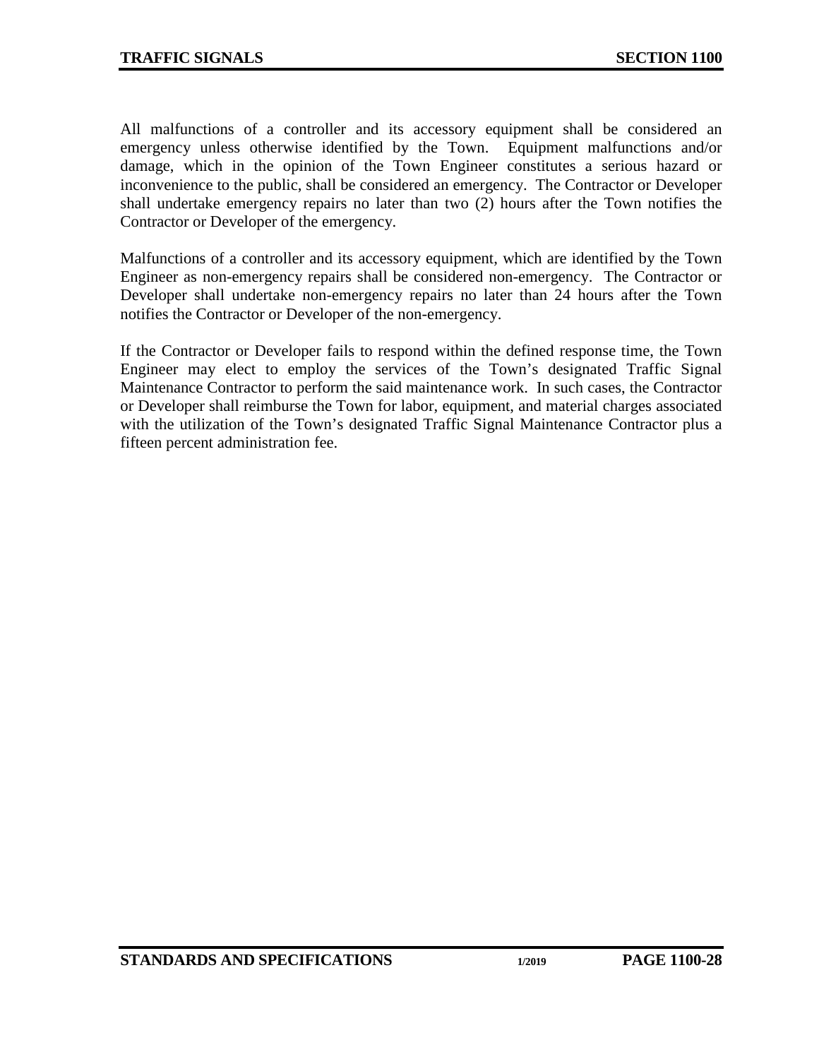All malfunctions of a controller and its accessory equipment shall be considered an emergency unless otherwise identified by the Town. Equipment malfunctions and/or damage, which in the opinion of the Town Engineer constitutes a serious hazard or inconvenience to the public, shall be considered an emergency. The Contractor or Developer shall undertake emergency repairs no later than two (2) hours after the Town notifies the Contractor or Developer of the emergency.

Malfunctions of a controller and its accessory equipment, which are identified by the Town Engineer as non-emergency repairs shall be considered non-emergency. The Contractor or Developer shall undertake non-emergency repairs no later than 24 hours after the Town notifies the Contractor or Developer of the non-emergency.

If the Contractor or Developer fails to respond within the defined response time, the Town Engineer may elect to employ the services of the Town's designated Traffic Signal Maintenance Contractor to perform the said maintenance work. In such cases, the Contractor or Developer shall reimburse the Town for labor, equipment, and material charges associated with the utilization of the Town's designated Traffic Signal Maintenance Contractor plus a fifteen percent administration fee.